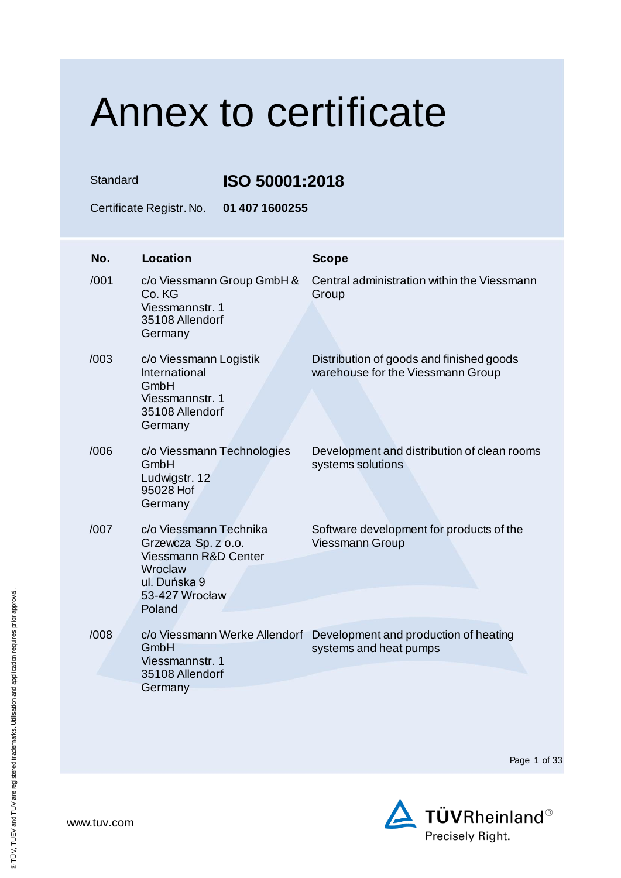# Annex to certificate

Standard **ISO 50001:2018**

Certificate Registr. No. **01 407 1600255**

| No. | Location | Scope |
|---|---|---|
| /001 | c/o Viessmann Group GmbH & Co. KG<br>Viessmannstr. 1<br>35108 Allendorf<br>Germany | Central administration within the Viessmann Group |
| /003 | c/o Viessmann Logistik International GmbH<br>Viessmannstr. 1<br>35108 Allendorf<br>Germany | Distribution of goods and finished goods warehouse for the Viessmann Group |
| /006 | c/o Viessmann Technologies GmbH<br>Ludwigstr. 12<br>95028 Hof<br>Germany | Development and distribution of clean rooms systems solutions |
| /007 | c/o Viessmann Technika Grzewcza Sp. z o.o.<br>Viessmann R&D Center Wroclaw<br>ul. Duńska 9<br>53-427 Wrocław<br>Poland | Software development for products of the Viessmann Group |
| /008 | c/o Viessmann Werke Allendorf GmbH<br>Viessmannstr. 1<br>35108 Allendorf<br>Germany | Development and production of heating systems and heat pumps |

www.tuv.com

TÜVRheinland®
Precisely Right.

® TÜV, TUEV and TUV are registered trademarks. Utilisation and application requires prior approval.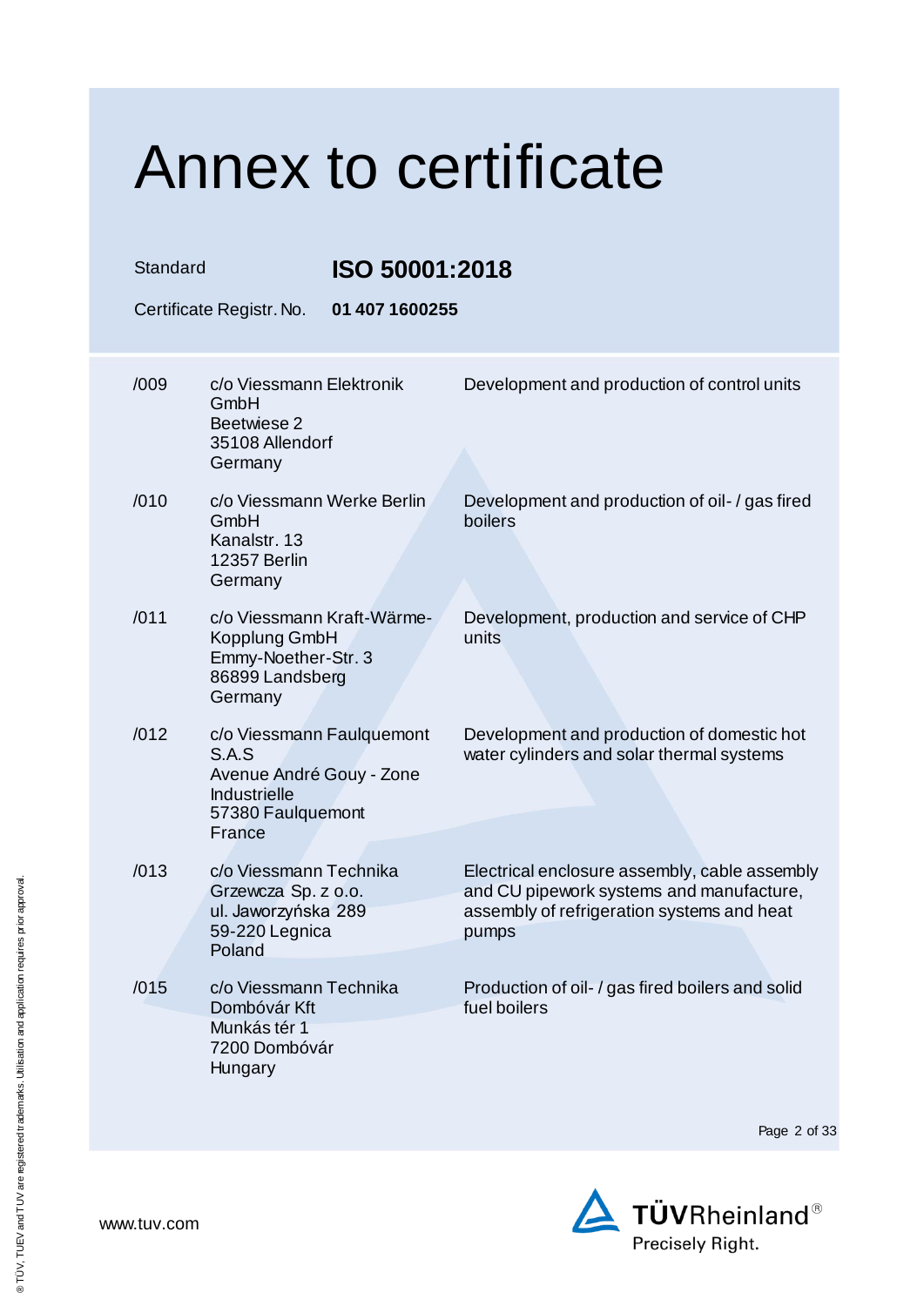# Annex to certificate

Standard **ISO 50001:2018**

Certificate Registr. No. **01 407 1600255**

| | | |
|---|---|---|
| /009 | c/o Viessmann Elektronik GmbH<br>Beetwiese 2<br>35108 Allendorf<br>Germany | Development and production of control units |
| /010 | c/o Viessmann Werke Berlin GmbH<br>Kanalstr. 13<br>12357 Berlin<br>Germany | Development and production of oil- / gas fired boilers |
| /011 | c/o Viessmann Kraft-Wärme-Kopplung GmbH<br>Emmy-Noether-Str. 3<br>86899 Landsberg<br>Germany | Development, production and service of CHP units |
| /012 | c/o Viessmann Faulquemont S.A.S<br>Avenue André Gouy - Zone Industrielle<br>57380 Faulquemont<br>France | Development and production of domestic hot water cylinders and solar thermal systems |
| /013 | c/o Viessmann Technika Grzewcza Sp. z o.o.<br>ul. Jaworzyńska 289<br>59-220 Legnica<br>Poland | Electrical enclosure assembly, cable assembly and CU pipework systems and manufacture, assembly of refrigeration systems and heat pumps |
| /015 | c/o Viessmann Technika Dombóvár Kft<br>Munkás tér 1<br>7200 Dombóvár<br>Hungary | Production of oil- / gas fired boilers and solid fuel boilers |

www.tuv.com

TÜVRheinland®
Precisely Right.

® TÜV, TUEV and TUV are registered trademarks. Utilisation and application requires prior approval.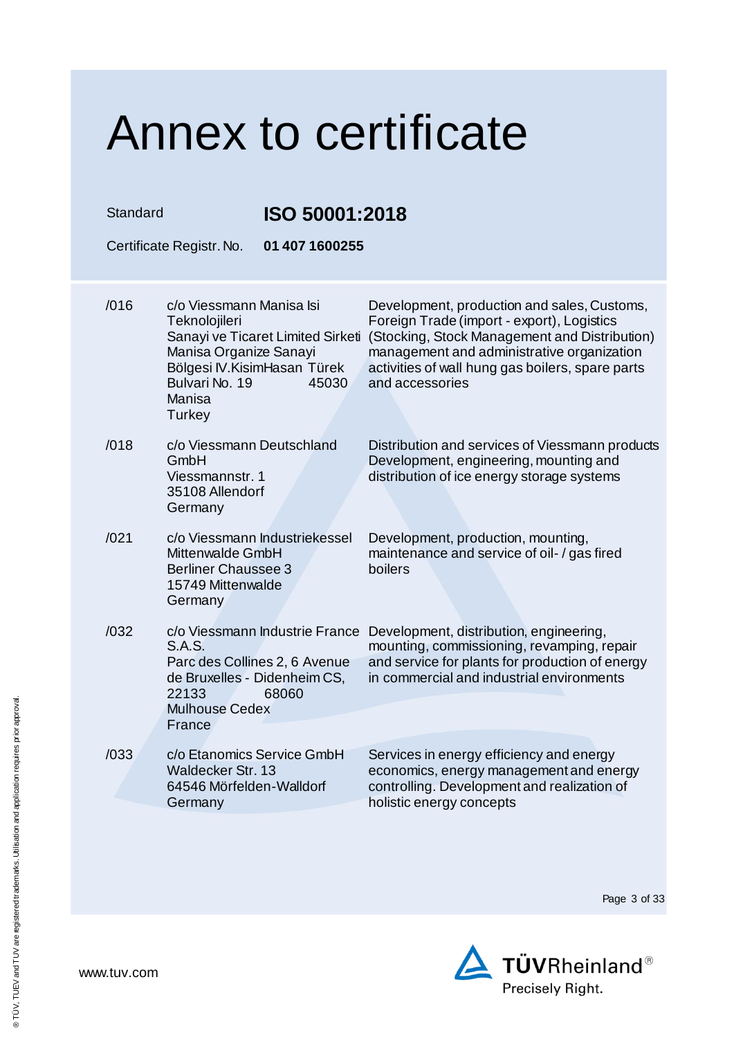# Annex to certificate

Standard **ISO 50001:2018**

Certificate Registr. No. **01 407 1600255**

| | | |
|---|---|---|
| /016 | c/o Viessmann Manisa Isi Teknolojileri Sanayi ve Ticaret Limited Sirketi Manisa Organize Sanayi Bölgesi IV.KisimHasan Türek Bulvari No. 19 45030 Manisa Turkey | Development, production and sales, Customs, Foreign Trade (import - export), Logistics (Stocking, Stock Management and Distribution) management and administrative organization activities of wall hung gas boilers, spare parts and accessories |
| /018 | c/o Viessmann Deutschland GmbH Viessmannstr. 1 35108 Allendorf Germany | Distribution and services of Viessmann products Development, engineering, mounting and distribution of ice energy storage systems |
| /021 | c/o Viessmann Industriekessel Mittenwalde GmbH Berliner Chaussee 3 15749 Mittenwalde Germany | Development, production, mounting, maintenance and service of oil- / gas fired boilers |
| /032 | c/o Viessmann Industrie France S.A.S. Parc des Collines 2, 6 Avenue de Bruxelles - Didenheim CS, 22133 68060 Mulhouse Cedex France | Development, distribution, engineering, mounting, commissioning, revamping, repair and service for plants for production of energy in commercial and industrial environments |
| /033 | c/o Etanomics Service GmbH Waldecker Str. 13 64546 Mörfelden-Walldorf Germany | Services in energy efficiency and energy economics, energy management and energy controlling. Development and realization of holistic energy concepts |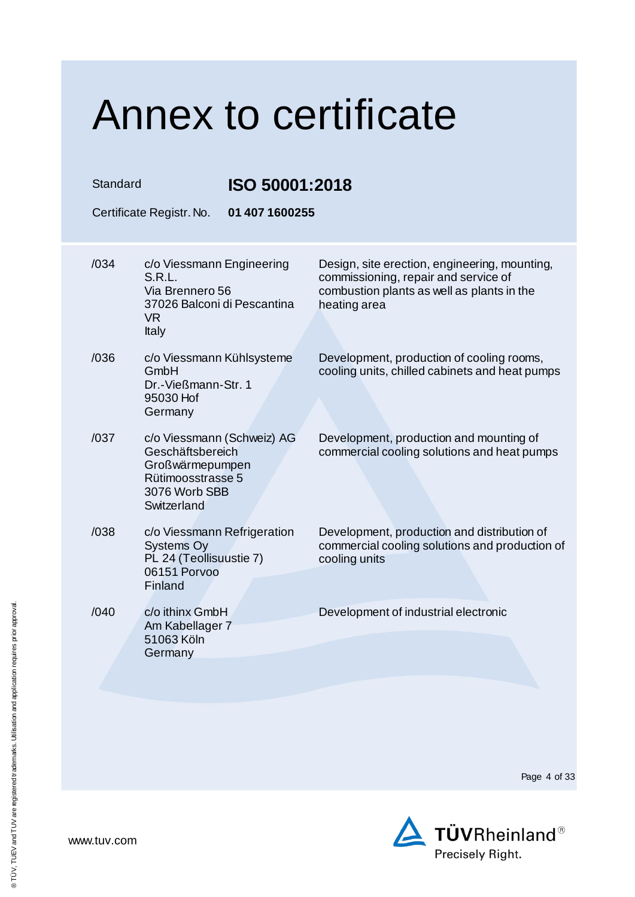# Annex to certificate

Standard **ISO 50001:2018**

Certificate Registr. No. **01 407 1600255**

| | | |
|---|---|---|
| /034 | c/o Viessmann Engineering S.R.L.<br>Via Brennero 56<br>37026 Balconi di Pescantina VR<br>Italy | Design, site erection, engineering, mounting, commissioning, repair and service of combustion plants as well as plants in the heating area |
| /036 | c/o Viessmann Kühlsysteme GmbH<br>Dr.-Vießmann-Str. 1<br>95030 Hof<br>Germany | Development, production of cooling rooms, cooling units, chilled cabinets and heat pumps |
| /037 | c/o Viessmann (Schweiz) AG<br>Geschäftsbereich Großwärmepumpen<br>Rütimoosstrasse 5<br>3076 Worb SBB<br>Switzerland | Development, production and mounting of commercial cooling solutions and heat pumps |
| /038 | c/o Viessmann Refrigeration Systems Oy<br>PL 24 (Teollisuustie 7)<br>06151 Porvoo<br>Finland | Development, production and distribution of commercial cooling solutions and production of cooling units |
| /040 | c/o ithinx GmbH<br>Am Kabellager 7<br>51063 Köln<br>Germany | Development of industrial electronic |

www.tuv.com

TÜVRheinland®
Precisely Right.

® TÜV, TUEV and TUV are registered trademarks. Utilisation and application requires prior approval.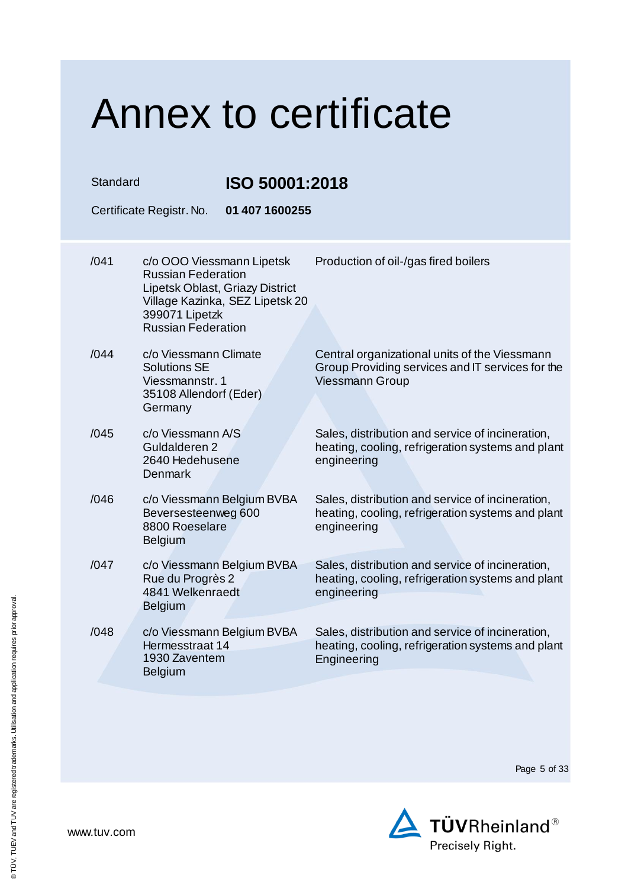# Annex to certificate

Standard **ISO 50001:2018**

Certificate Registr. No. **01 407 1600255**

| | | |
|---|---|---|
| /041 | c/o OOO Viessmann Lipetsk<br>Russian Federation<br>Lipetsk Oblast, Griazy District<br>Village Kazinka, SEZ Lipetsk 20<br>399071 Lipetzk<br>Russian Federation | Production of oil-/gas fired boilers |
| /044 | c/o Viessmann Climate Solutions SE<br>Viessmannstr. 1<br>35108 Allendorf (Eder)<br>Germany | Central organizational units of the Viessmann Group Providing services and IT services for the Viessmann Group |
| /045 | c/o Viessmann A/S<br>Guldalderen 2<br>2640 Hedehusene<br>Denmark | Sales, distribution and service of incineration, heating, cooling, refrigeration systems and plant engineering |
| /046 | c/o Viessmann Belgium BVBA<br>Beversesteenweg 600<br>8800 Roeselare<br>Belgium | Sales, distribution and service of incineration, heating, cooling, refrigeration systems and plant engineering |
| /047 | c/o Viessmann Belgium BVBA<br>Rue du Progrès 2<br>4841 Welkenraedt<br>Belgium | Sales, distribution and service of incineration, heating, cooling, refrigeration systems and plant engineering |
| /048 | c/o Viessmann Belgium BVBA<br>Hermesstraat 14<br>1930 Zaventem<br>Belgium | Sales, distribution and service of incineration, heating, cooling, refrigeration systems and plant Engineering |

www.tuv.com

TÜVRheinland®
Precisely Right.

® TÜV, TUEV and TUV are registered trademarks. Utilisation and application requires prior approval.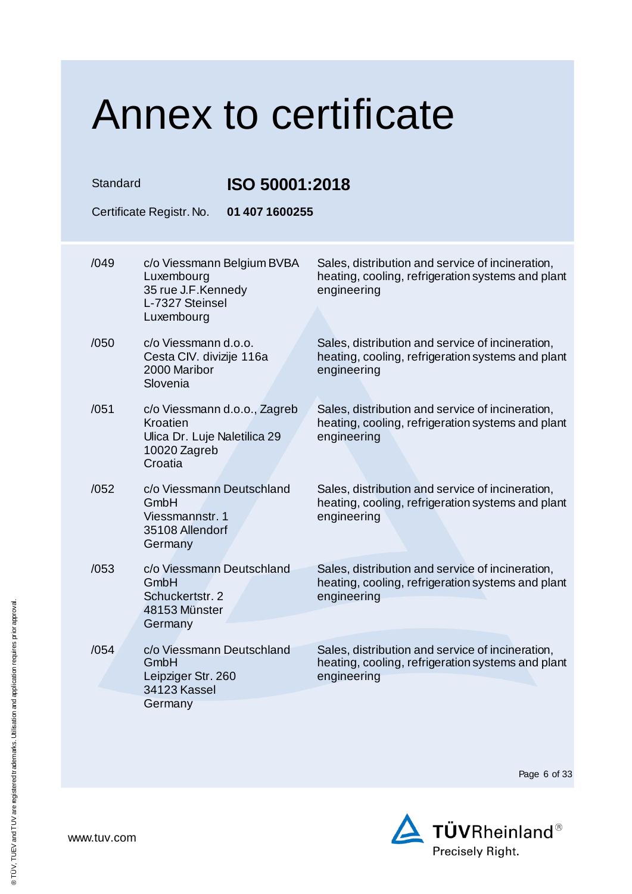# Annex to certificate

Standard **ISO 50001:2018**

Certificate Registr. No. **01 407 1600255**

| | | |
|---|---|---|
| /049 | c/o Viessmann Belgium BVBA Luxembourg<br>35 rue J.F.Kennedy<br>L-7327 Steinsel<br>Luxembourg | Sales, distribution and service of incineration, heating, cooling, refrigeration systems and plant engineering |
| /050 | c/o Viessmann d.o.o.<br>Cesta CIV. divizije 116a<br>2000 Maribor<br>Slovenia | Sales, distribution and service of incineration, heating, cooling, refrigeration systems and plant engineering |
| /051 | c/o Viessmann d.o.o., Zagreb Kroatien<br>Ulica Dr. Luje Naletilica 29<br>10020 Zagreb<br>Croatia | Sales, distribution and service of incineration, heating, cooling, refrigeration systems and plant engineering |
| /052 | c/o Viessmann Deutschland GmbH<br>Viessmannstr. 1<br>35108 Allendorf<br>Germany | Sales, distribution and service of incineration, heating, cooling, refrigeration systems and plant engineering |
| /053 | c/o Viessmann Deutschland GmbH<br>Schuckertstr. 2<br>48153 Münster<br>Germany | Sales, distribution and service of incineration, heating, cooling, refrigeration systems and plant engineering |
| /054 | c/o Viessmann Deutschland GmbH<br>Leipziger Str. 260<br>34123 Kassel<br>Germany | Sales, distribution and service of incineration, heating, cooling, refrigeration systems and plant engineering |

www.tuv.com

TÜVRheinland®
Precisely Right.

® TÜV, TUEV and TUV are registered trademarks. Utilisation and application requires prior approval.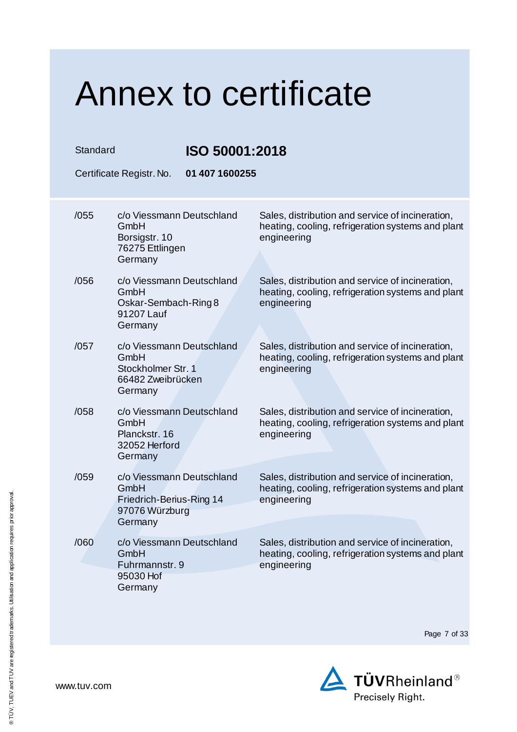# Annex to certificate

Standard **ISO 50001:2018**

Certificate Registr. No. **01 407 1600255**

| | | |
|---|---|---|
| /055 | c/o Viessmann Deutschland GmbH<br>Borsigstr. 10<br>76275 Ettlingen<br>Germany | Sales, distribution and service of incineration, heating, cooling, refrigeration systems and plant engineering |
| /056 | c/o Viessmann Deutschland GmbH<br>Oskar-Sembach-Ring 8<br>91207 Lauf<br>Germany | Sales, distribution and service of incineration, heating, cooling, refrigeration systems and plant engineering |
| /057 | c/o Viessmann Deutschland GmbH<br>Stockholmer Str. 1<br>66482 Zweibrücken<br>Germany | Sales, distribution and service of incineration, heating, cooling, refrigeration systems and plant engineering |
| /058 | c/o Viessmann Deutschland GmbH<br>Planckstr. 16<br>32052 Herford<br>Germany | Sales, distribution and service of incineration, heating, cooling, refrigeration systems and plant engineering |
| /059 | c/o Viessmann Deutschland GmbH<br>Friedrich-Berius-Ring 14<br>97076 Würzburg<br>Germany | Sales, distribution and service of incineration, heating, cooling, refrigeration systems and plant engineering |
| /060 | c/o Viessmann Deutschland GmbH<br>Fuhrmannstr. 9<br>95030 Hof<br>Germany | Sales, distribution and service of incineration, heating, cooling, refrigeration systems and plant engineering |

www.tuv.com

TÜVRheinland®
Precisely Right.

® TÜV, TUEV and TUV are registered trademarks. Utilisation and application requires prior approval.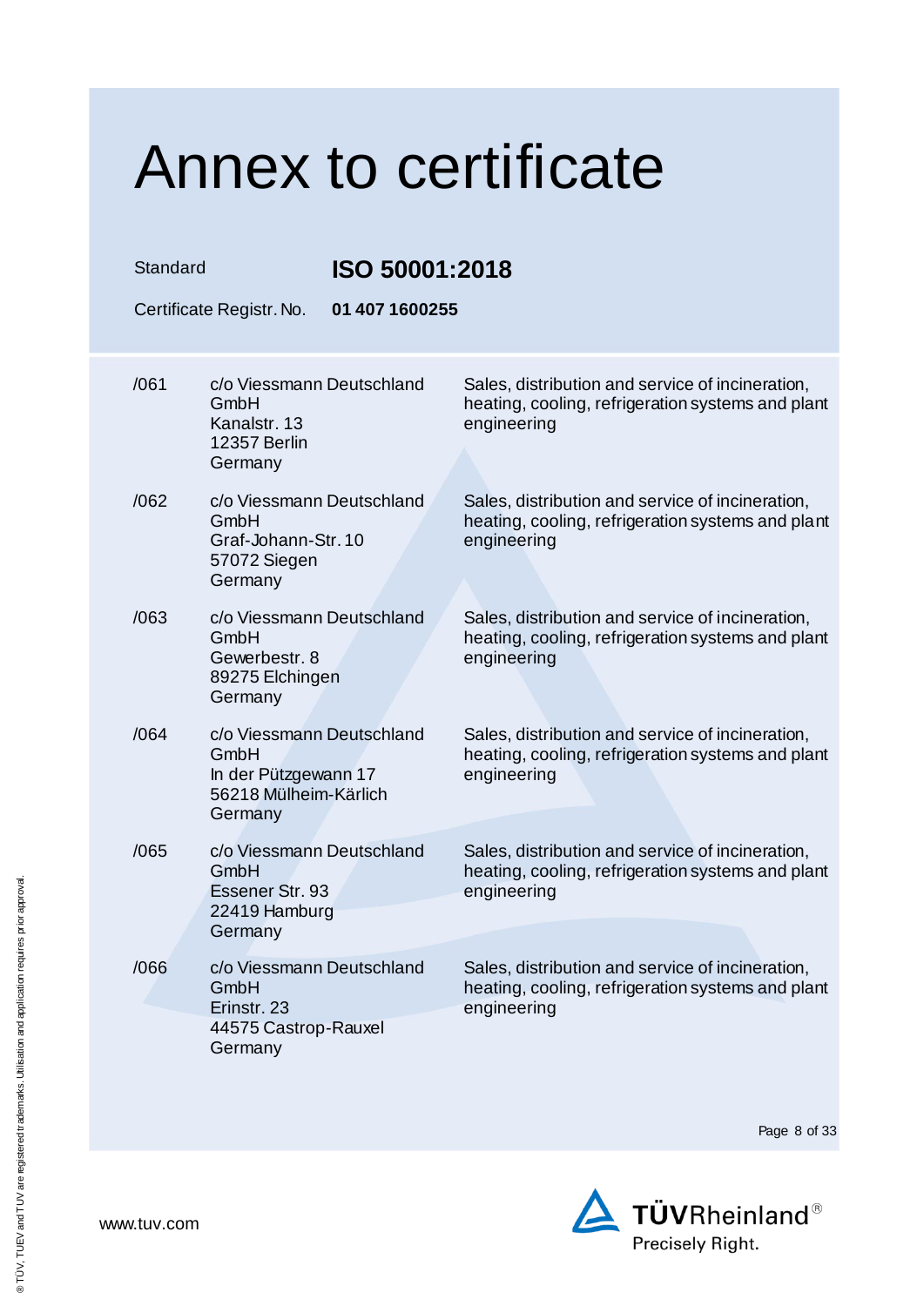# Annex to certificate

Standard **ISO 50001:2018**

Certificate Registr. No. **01 407 1600255**

| | | |
|---|---|---|
| /061 | c/o Viessmann Deutschland GmbH<br>Kanalstr. 13<br>12357 Berlin<br>Germany | Sales, distribution and service of incineration, heating, cooling, refrigeration systems and plant engineering |
| /062 | c/o Viessmann Deutschland GmbH<br>Graf-Johann-Str. 10<br>57072 Siegen<br>Germany | Sales, distribution and service of incineration, heating, cooling, refrigeration systems and plant engineering |
| /063 | c/o Viessmann Deutschland GmbH<br>Gewerbestr. 8<br>89275 Elchingen<br>Germany | Sales, distribution and service of incineration, heating, cooling, refrigeration systems and plant engineering |
| /064 | c/o Viessmann Deutschland GmbH<br>In der Pützgewann 17<br>56218 Mülheim-Kärlich<br>Germany | Sales, distribution and service of incineration, heating, cooling, refrigeration systems and plant engineering |
| /065 | c/o Viessmann Deutschland GmbH<br>Essener Str. 93<br>22419 Hamburg<br>Germany | Sales, distribution and service of incineration, heating, cooling, refrigeration systems and plant engineering |
| /066 | c/o Viessmann Deutschland GmbH<br>Erinstr. 23<br>44575 Castrop-Rauxel<br>Germany | Sales, distribution and service of incineration, heating, cooling, refrigeration systems and plant engineering |

www.tuv.com

TÜVRheinland®
Precisely Right.

® TÜV, TUEV and TUV are registered trademarks. Utilisation and application requires prior approval.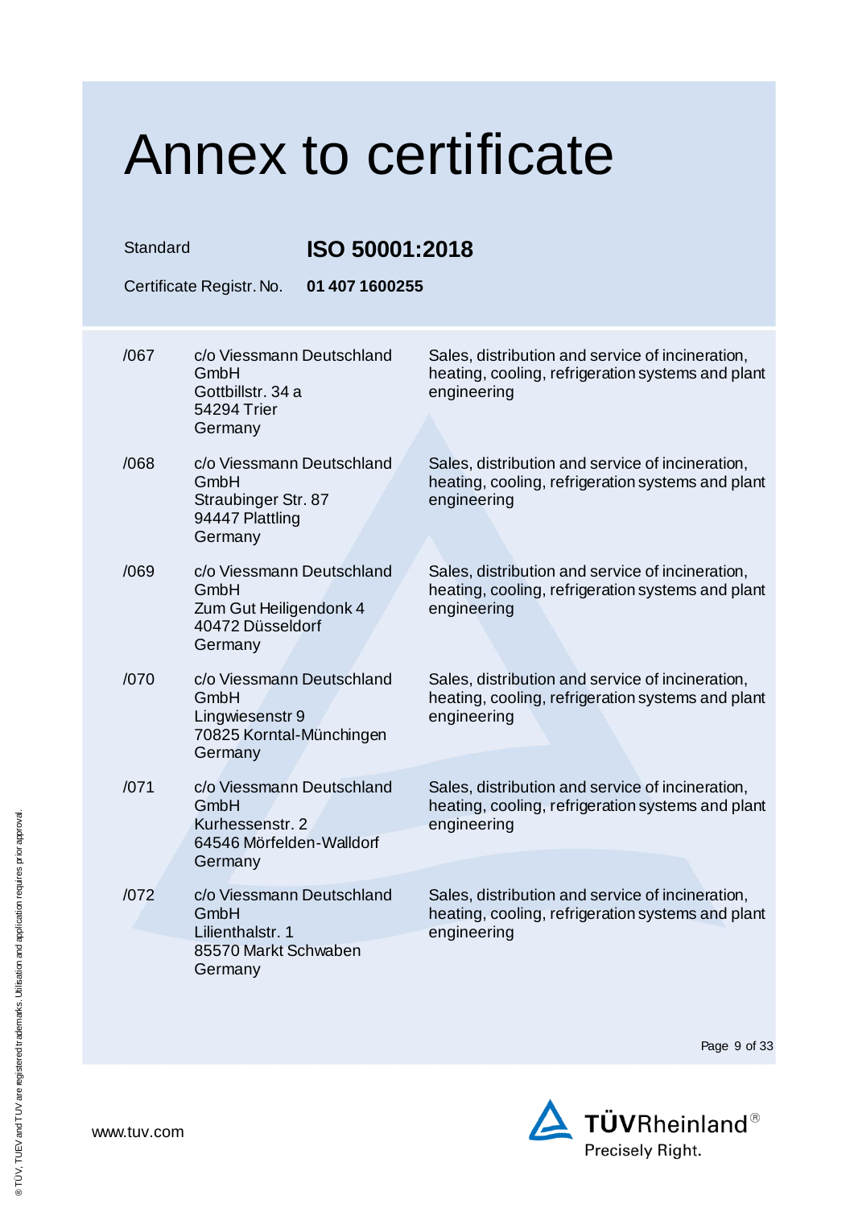# Annex to certificate

Standard **ISO 50001:2018**

Certificate Registr. No. **01 407 1600255**

| | | |
|---|---|---|
| /067 | c/o Viessmann Deutschland GmbH<br>Gottbillstr. 34 a<br>54294 Trier<br>Germany | Sales, distribution and service of incineration, heating, cooling, refrigeration systems and plant engineering |
| /068 | c/o Viessmann Deutschland GmbH<br>Straubinger Str. 87<br>94447 Plattling<br>Germany | Sales, distribution and service of incineration, heating, cooling, refrigeration systems and plant engineering |
| /069 | c/o Viessmann Deutschland GmbH<br>Zum Gut Heiligendonk 4<br>40472 Düsseldorf<br>Germany | Sales, distribution and service of incineration, heating, cooling, refrigeration systems and plant engineering |
| /070 | c/o Viessmann Deutschland GmbH<br>Lingwiesenstr 9<br>70825 Korntal-Münchingen<br>Germany | Sales, distribution and service of incineration, heating, cooling, refrigeration systems and plant engineering |
| /071 | c/o Viessmann Deutschland GmbH<br>Kurhessenstr. 2<br>64546 Mörfelden-Walldorf<br>Germany | Sales, distribution and service of incineration, heating, cooling, refrigeration systems and plant engineering |
| /072 | c/o Viessmann Deutschland GmbH<br>Lilienthalstr. 1<br>85570 Markt Schwaben<br>Germany | Sales, distribution and service of incineration, heating, cooling, refrigeration systems and plant engineering |

www.tuv.com

TÜVRheinland®
Precisely Right.

® TÜV, TUEV and TUV are registered trademarks. Utilisation and application requires prior approval.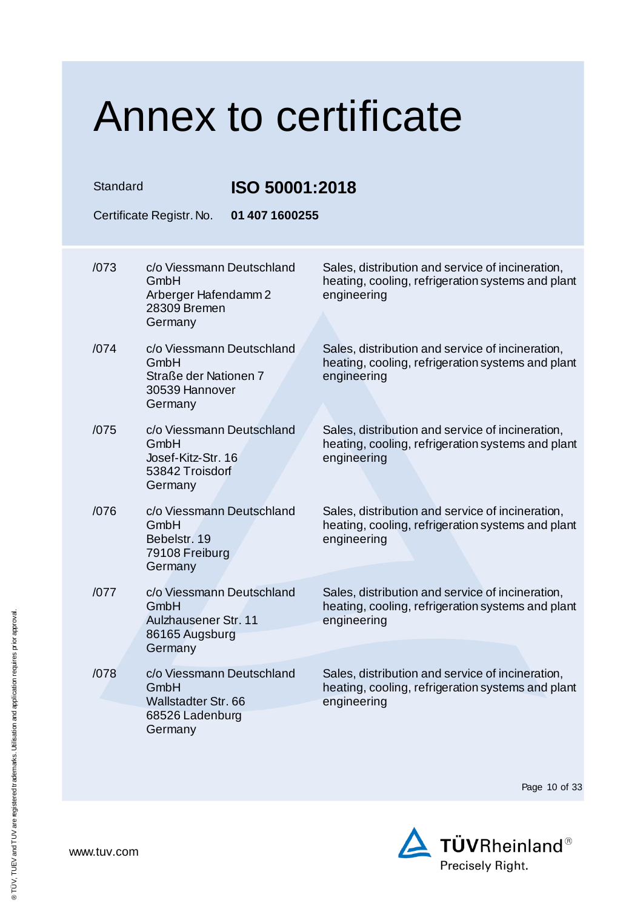# Annex to certificate

Standard **ISO 50001:2018**

Certificate Registr. No. **01 407 1600255**

| | | |
|---|---|---|
| /073 | c/o Viessmann Deutschland GmbH<br>Arberger Hafendamm 2<br>28309 Bremen<br>Germany | Sales, distribution and service of incineration, heating, cooling, refrigeration systems and plant engineering |
| /074 | c/o Viessmann Deutschland GmbH<br>Straße der Nationen 7<br>30539 Hannover<br>Germany | Sales, distribution and service of incineration, heating, cooling, refrigeration systems and plant engineering |
| /075 | c/o Viessmann Deutschland GmbH<br>Josef-Kitz-Str. 16<br>53842 Troisdorf<br>Germany | Sales, distribution and service of incineration, heating, cooling, refrigeration systems and plant engineering |
| /076 | c/o Viessmann Deutschland GmbH<br>Bebelstr. 19<br>79108 Freiburg<br>Germany | Sales, distribution and service of incineration, heating, cooling, refrigeration systems and plant engineering |
| /077 | c/o Viessmann Deutschland GmbH<br>Aulzhausener Str. 11<br>86165 Augsburg<br>Germany | Sales, distribution and service of incineration, heating, cooling, refrigeration systems and plant engineering |
| /078 | c/o Viessmann Deutschland GmbH<br>Wallstadter Str. 66<br>68526 Ladenburg<br>Germany | Sales, distribution and service of incineration, heating, cooling, refrigeration systems and plant engineering |

www.tuv.com

TÜVRheinland®
Precisely Right.

® TÜV, TUEV and TUV are registered trademarks. Utilisation and application requires prior approval.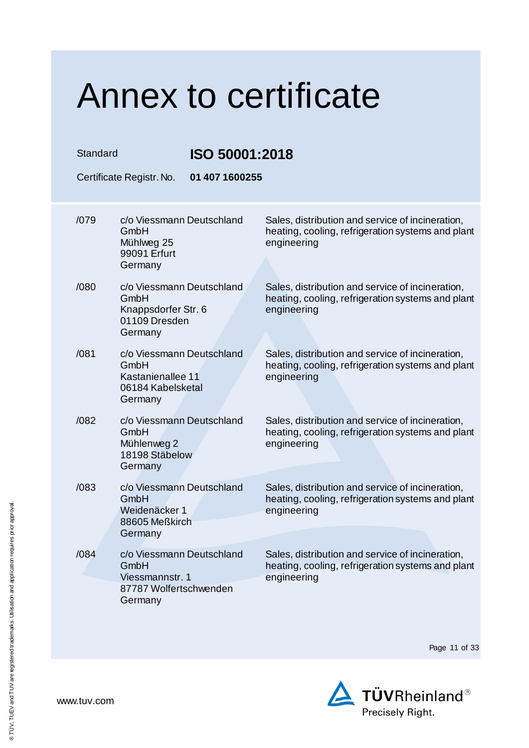# Annex to certificate

Standard **ISO 50001:2018**

Certificate Registr. No. **01 407 1600255**

| | | |
|---|---|---|
| /079 | c/o Viessmann Deutschland GmbH<br>Mühlweg 25<br>99091 Erfurt<br>Germany | Sales, distribution and service of incineration, heating, cooling, refrigeration systems and plant engineering |
| /080 | c/o Viessmann Deutschland GmbH<br>Knappsdorfer Str. 6<br>01109 Dresden<br>Germany | Sales, distribution and service of incineration, heating, cooling, refrigeration systems and plant engineering |
| /081 | c/o Viessmann Deutschland GmbH<br>Kastanienallee 11<br>06184 Kabelsketal<br>Germany | Sales, distribution and service of incineration, heating, cooling, refrigeration systems and plant engineering |
| /082 | c/o Viessmann Deutschland GmbH<br>Mühlenweg 2<br>18198 Stäbelow<br>Germany | Sales, distribution and service of incineration, heating, cooling, refrigeration systems and plant engineering |
| /083 | c/o Viessmann Deutschland GmbH<br>Weidenäcker 1<br>88605 Meßkirch<br>Germany | Sales, distribution and service of incineration, heating, cooling, refrigeration systems and plant engineering |
| /084 | c/o Viessmann Deutschland GmbH<br>Viessmannstr. 1<br>87787 Wolfertschwenden<br>Germany | Sales, distribution and service of incineration, heating, cooling, refrigeration systems and plant engineering |

www.tuv.com

TÜVRheinland®
Precisely Right.

® TÜV, TUEV and TUV are registered trademarks. Utilisation and application requires prior approval.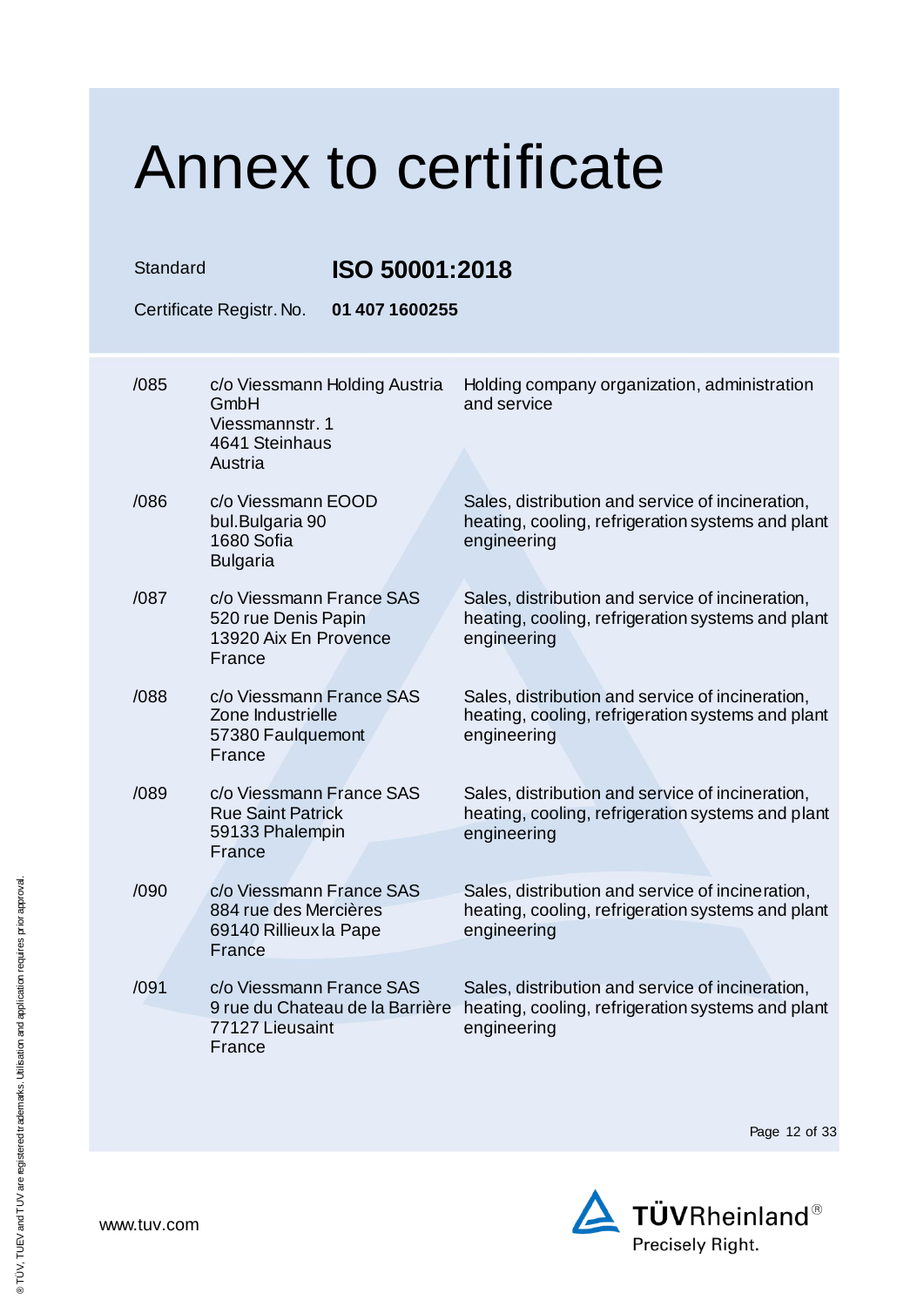# Annex to certificate

Standard **ISO 50001:2018**

Certificate Registr. No. **01 407 1600255**

| | | |
|---|---|---|
| /085 | c/o Viessmann Holding Austria GmbH<br>Viessmannstr. 1<br>4641 Steinhaus<br>Austria | Holding company organization, administration and service |
| /086 | c/o Viessmann EOOD<br>bul.Bulgaria 90<br>1680 Sofia<br>Bulgaria | Sales, distribution and service of incineration, heating, cooling, refrigeration systems and plant engineering |
| /087 | c/o Viessmann France SAS<br>520 rue Denis Papin<br>13920 Aix En Provence<br>France | Sales, distribution and service of incineration, heating, cooling, refrigeration systems and plant engineering |
| /088 | c/o Viessmann France SAS<br>Zone Industrielle<br>57380 Faulquemont<br>France | Sales, distribution and service of incineration, heating, cooling, refrigeration systems and plant engineering |
| /089 | c/o Viessmann France SAS<br>Rue Saint Patrick<br>59133 Phalempin<br>France | Sales, distribution and service of incineration, heating, cooling, refrigeration systems and plant engineering |
| /090 | c/o Viessmann France SAS<br>884 rue des Mercières<br>69140 Rillieux la Pape<br>France | Sales, distribution and service of incineration, heating, cooling, refrigeration systems and plant engineering |
| /091 | c/o Viessmann France SAS<br>9 rue du Chateau de la Barrière<br>77127 Lieusaint<br>France | Sales, distribution and service of incineration, heating, cooling, refrigeration systems and plant engineering |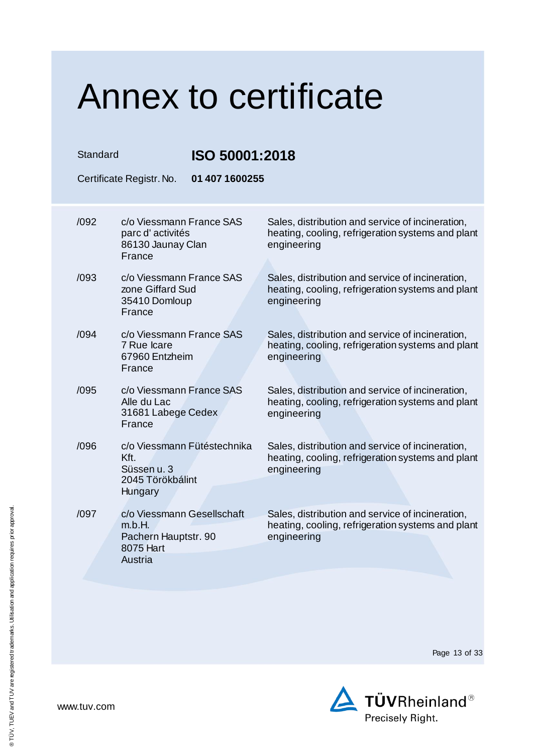# Annex to certificate

Standard **ISO 50001:2018**

Certificate Registr. No. **01 407 1600255**

| | | |
|---|---|---|
| /092 | c/o Viessmann France SAS<br>parc d' activités<br>86130 Jaunay Clan<br>France | Sales, distribution and service of incineration, heating, cooling, refrigeration systems and plant engineering |
| /093 | c/o Viessmann France SAS<br>zone Giffard Sud<br>35410 Domloup<br>France | Sales, distribution and service of incineration, heating, cooling, refrigeration systems and plant engineering |
| /094 | c/o Viessmann France SAS<br>7 Rue Icare<br>67960 Entzheim<br>France | Sales, distribution and service of incineration, heating, cooling, refrigeration systems and plant engineering |
| /095 | c/o Viessmann France SAS<br>Alle du Lac<br>31681 Labege Cedex<br>France | Sales, distribution and service of incineration, heating, cooling, refrigeration systems and plant engineering |
| /096 | c/o Viessmann Fütéstechnika Kft.<br>Süssen u. 3<br>2045 Törökbálint<br>Hungary | Sales, distribution and service of incineration, heating, cooling, refrigeration systems and plant engineering |
| /097 | c/o Viessmann Gesellschaft m.b.H.<br>Pachern Hauptstr. 90<br>8075 Hart<br>Austria | Sales, distribution and service of incineration, heating, cooling, refrigeration systems and plant engineering |

www.tuv.com

TÜVRheinland®
Precisely Right.

® TÜV, TUEV and TUV are registered trademarks. Utilisation and application requires prior approval.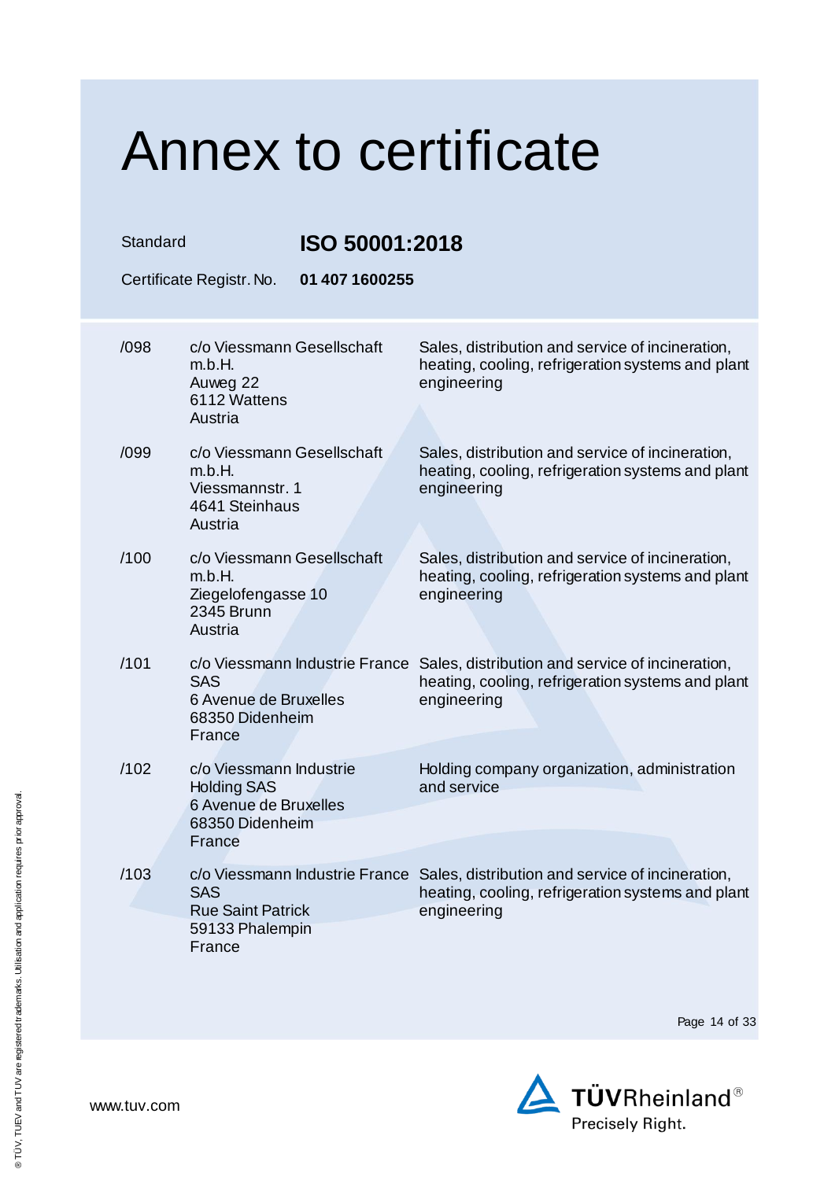# Annex to certificate

Standard **ISO 50001:2018**

Certificate Registr. No. **01 407 1600255**

| | | |
|---|---|---|
| /098 | c/o Viessmann Gesellschaft m.b.H.<br>Auweg 22<br>6112 Wattens<br>Austria | Sales, distribution and service of incineration, heating, cooling, refrigeration systems and plant engineering |
| /099 | c/o Viessmann Gesellschaft m.b.H.<br>Viessmannstr. 1<br>4641 Steinhaus<br>Austria | Sales, distribution and service of incineration, heating, cooling, refrigeration systems and plant engineering |
| /100 | c/o Viessmann Gesellschaft m.b.H.<br>Ziegelofengasse 10<br>2345 Brunn<br>Austria | Sales, distribution and service of incineration, heating, cooling, refrigeration systems and plant engineering |
| /101 | c/o Viessmann Industrie France SAS<br>6 Avenue de Bruxelles<br>68350 Didenheim<br>France | Sales, distribution and service of incineration, heating, cooling, refrigeration systems and plant engineering |
| /102 | c/o Viessmann Industrie Holding SAS<br>6 Avenue de Bruxelles<br>68350 Didenheim<br>France | Holding company organization, administration and service |
| /103 | c/o Viessmann Industrie France SAS<br>Rue Saint Patrick<br>59133 Phalempin<br>France | Sales, distribution and service of incineration, heating, cooling, refrigeration systems and plant engineering |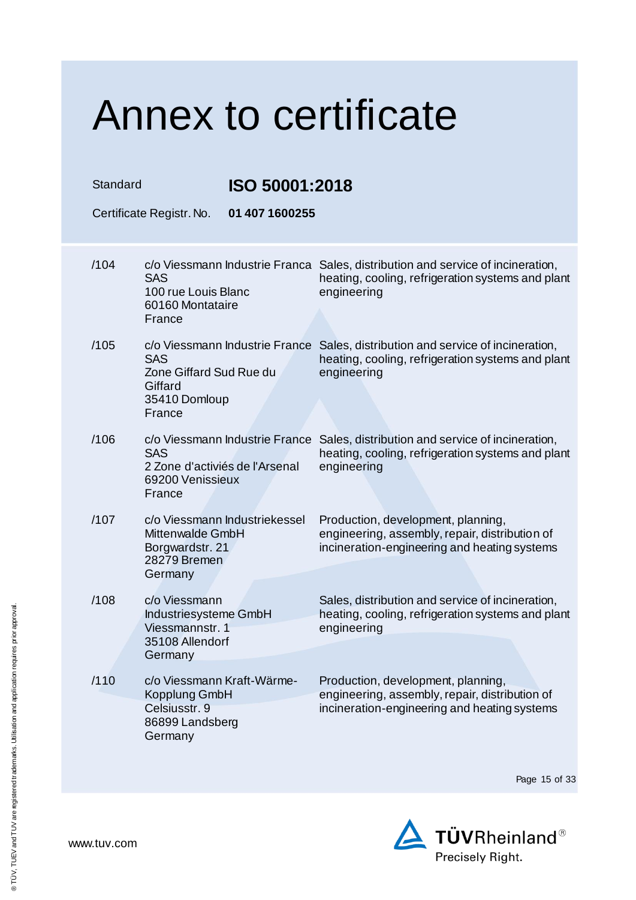# Annex to certificate

Standard **ISO 50001:2018**

Certificate Registr. No. **01 407 1600255**

| | | |
|---|---|---|
| /104 | c/o Viessmann Industrie Franca SAS<br>100 rue Louis Blanc<br>60160 Montataire<br>France | Sales, distribution and service of incineration, heating, cooling, refrigeration systems and plant engineering |
| /105 | c/o Viessmann Industrie France SAS<br>Zone Giffard Sud Rue du Giffard<br>35410 Domloup<br>France | Sales, distribution and service of incineration, heating, cooling, refrigeration systems and plant engineering |
| /106 | c/o Viessmann Industrie France SAS<br>2 Zone d'activiés de l'Arsenal<br>69200 Venissieux<br>France | Sales, distribution and service of incineration, heating, cooling, refrigeration systems and plant engineering |
| /107 | c/o Viessmann Industriekessel Mittenwalde GmbH<br>Borgwardstr. 21<br>28279 Bremen<br>Germany | Production, development, planning, engineering, assembly, repair, distribution of incineration-engineering and heating systems |
| /108 | c/o Viessmann Industriesysteme GmbH<br>Viessmannstr. 1<br>35108 Allendorf<br>Germany | Sales, distribution and service of incineration, heating, cooling, refrigeration systems and plant engineering |
| /110 | c/o Viessmann Kraft-Wärme-Kopplung GmbH<br>Celsiusstr. 9<br>86899 Landsberg<br>Germany | Production, development, planning, engineering, assembly, repair, distribution of incineration-engineering and heating systems |

www.tuv.com

® TÜV, TUEV and TUV are registered trademarks. Utilisation and application requires prior approval.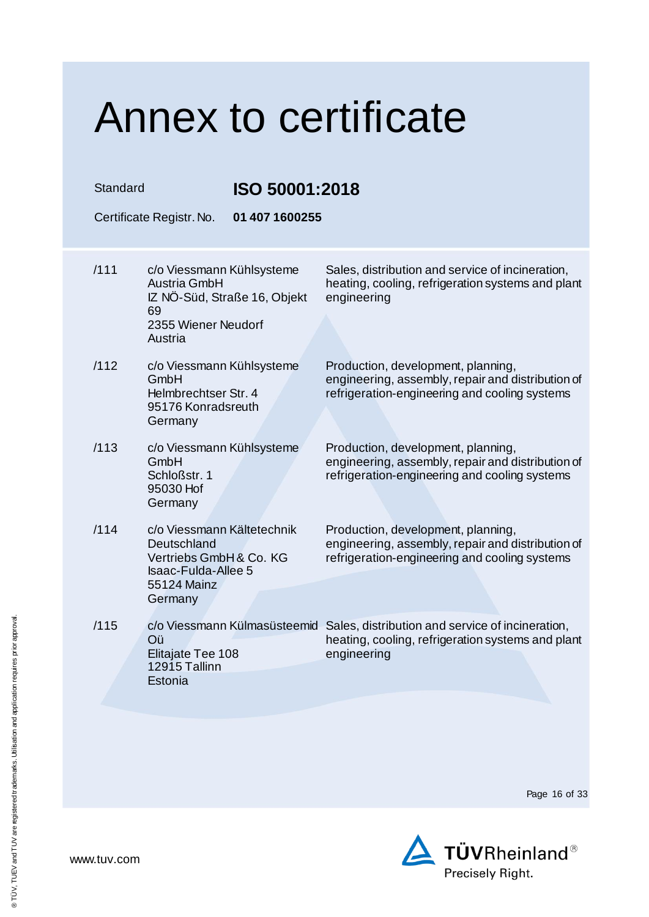# Annex to certificate

Standard **ISO 50001:2018**

Certificate Registr. No. **01 407 1600255**

| | | |
|---|---|---|
| /111 | c/o Viessmann Kühlsysteme Austria GmbH<br>IZ NÖ-Süd, Straße 16, Objekt 69<br>2355 Wiener Neudorf<br>Austria | Sales, distribution and service of incineration, heating, cooling, refrigeration systems and plant engineering |
| /112 | c/o Viessmann Kühlsysteme GmbH<br>Helmbrechtser Str. 4<br>95176 Konradsreuth<br>Germany | Production, development, planning, engineering, assembly, repair and distribution of refrigeration-engineering and cooling systems |
| /113 | c/o Viessmann Kühlsysteme GmbH<br>Schloßstr. 1<br>95030 Hof<br>Germany | Production, development, planning, engineering, assembly, repair and distribution of refrigeration-engineering and cooling systems |
| /114 | c/o Viessmann Kältetechnik Deutschland Vertriebs GmbH & Co. KG<br>Isaac-Fulda-Allee 5<br>55124 Mainz<br>Germany | Production, development, planning, engineering, assembly, repair and distribution of refrigeration-engineering and cooling systems |
| /115 | c/o Viessmann Külmasüsteemid Oü<br>Elitajate Tee 108<br>12915 Tallinn<br>Estonia | Sales, distribution and service of incineration, heating, cooling, refrigeration systems and plant engineering |

www.tuv.com

TÜVRheinland®
Precisely Right.

® TÜV, TUEV and TUV are registered trademarks. Utilisation and application requires prior approval.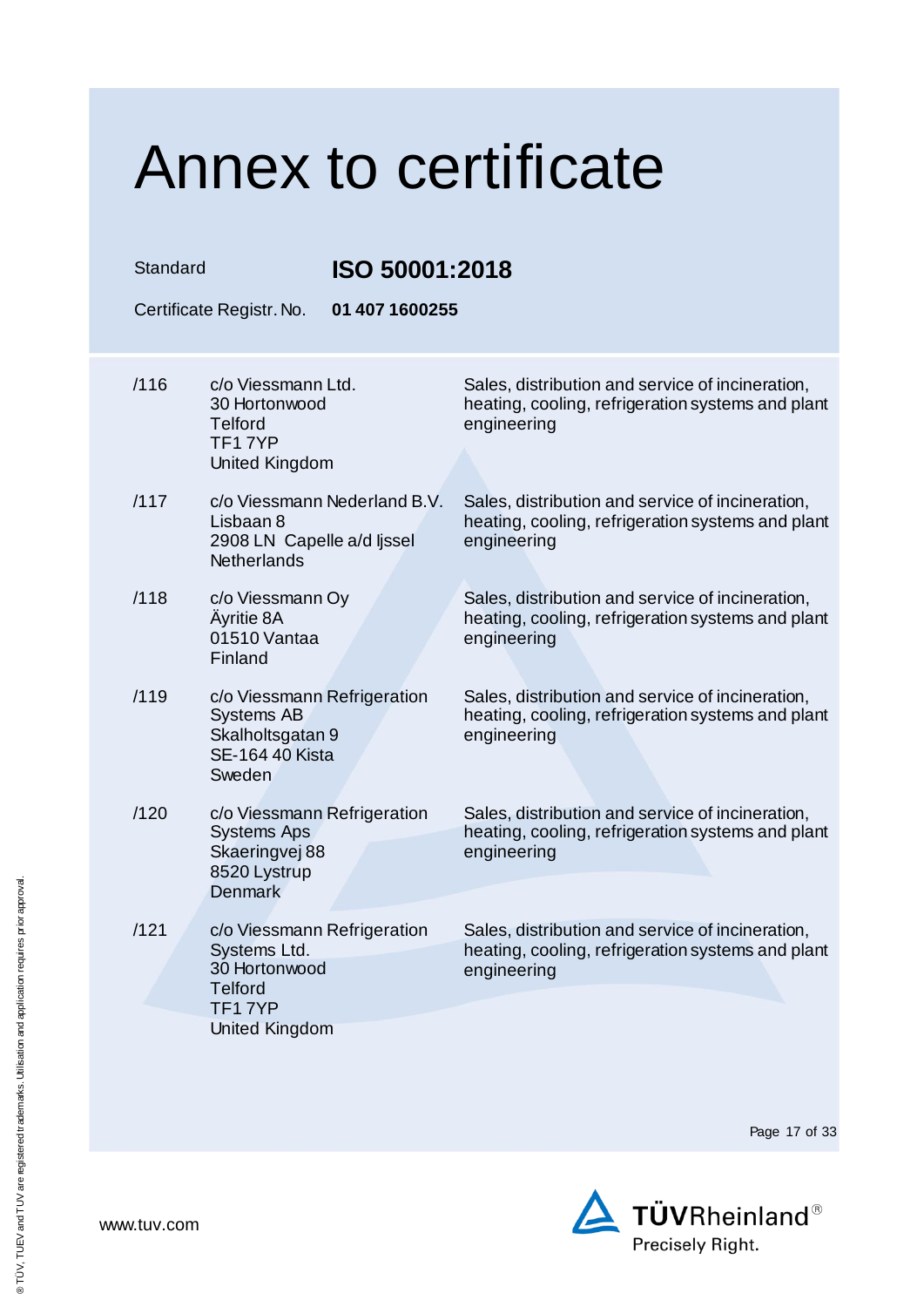# Annex to certificate

Standard **ISO 50001:2018**

Certificate Registr. No. **01 407 1600255**

| | | |
|---|---|---|
| /116 | c/o Viessmann Ltd.<br>30 Hortonwood<br>Telford<br>TF1 7YP<br>United Kingdom | Sales, distribution and service of incineration, heating, cooling, refrigeration systems and plant engineering |
| /117 | c/o Viessmann Nederland B.V.<br>Lisbaan 8<br>2908 LN Capelle a/d Ijssel<br>Netherlands | Sales, distribution and service of incineration, heating, cooling, refrigeration systems and plant engineering |
| /118 | c/o Viessmann Oy<br>Äyritie 8A<br>01510 Vantaa<br>Finland | Sales, distribution and service of incineration, heating, cooling, refrigeration systems and plant engineering |
| /119 | c/o Viessmann Refrigeration Systems AB<br>Skalholtsgatan 9<br>SE-164 40 Kista<br>Sweden | Sales, distribution and service of incineration, heating, cooling, refrigeration systems and plant engineering |
| /120 | c/o Viessmann Refrigeration Systems Aps<br>Skaeringvej 88<br>8520 Lystrup<br>Denmark | Sales, distribution and service of incineration, heating, cooling, refrigeration systems and plant engineering |
| /121 | c/o Viessmann Refrigeration Systems Ltd.<br>30 Hortonwood<br>Telford<br>TF1 7YP<br>United Kingdom | Sales, distribution and service of incineration, heating, cooling, refrigeration systems and plant engineering |

www.tuv.com

TÜVRheinland® Precisely Right.

® TÜV, TUEV and TUV are registered trademarks. Utilisation and application requires prior approval.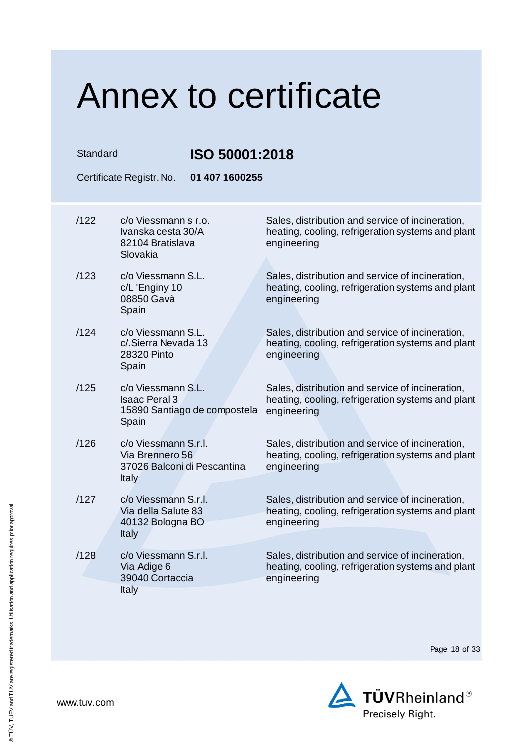# Annex to certificate

Standard **ISO 50001:2018**

Certificate Registr. No. **01 407 1600255**

| | | |
|---|---|---|
| /122 | c/o Viessmann s r.o.<br>Ivanska cesta 30/A<br>82104 Bratislava<br>Slovakia | Sales, distribution and service of incineration, heating, cooling, refrigeration systems and plant engineering |
| /123 | c/o Viessmann S.L.<br>c/L 'Enginy 10<br>08850 Gavà<br>Spain | Sales, distribution and service of incineration, heating, cooling, refrigeration systems and plant engineering |
| /124 | c/o Viessmann S.L.<br>c/.Sierra Nevada 13<br>28320 Pinto<br>Spain | Sales, distribution and service of incineration, heating, cooling, refrigeration systems and plant engineering |
| /125 | c/o Viessmann S.L.<br>Isaac Peral 3<br>15890 Santiago de compostela<br>Spain | Sales, distribution and service of incineration, heating, cooling, refrigeration systems and plant engineering |
| /126 | c/o Viessmann S.r.l.<br>Via Brennero 56<br>37026 Balconi di Pescantina<br>Italy | Sales, distribution and service of incineration, heating, cooling, refrigeration systems and plant engineering |
| /127 | c/o Viessmann S.r.l.<br>Via della Salute 83<br>40132 Bologna BO<br>Italy | Sales, distribution and service of incineration, heating, cooling, refrigeration systems and plant engineering |
| /128 | c/o Viessmann S.r.l.<br>Via Adige 6<br>39040 Cortaccia<br>Italy | Sales, distribution and service of incineration, heating, cooling, refrigeration systems and plant engineering |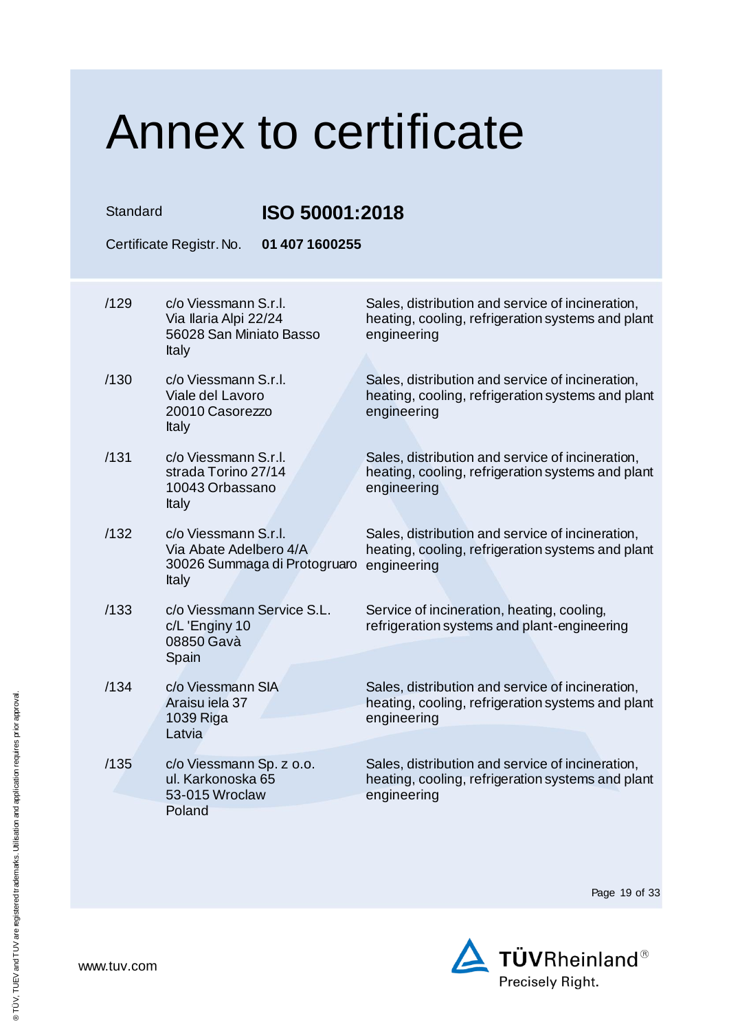# Annex to certificate

Standard **ISO 50001:2018**

Certificate Registr. No. **01 407 1600255**

| | | |
|---|---|---|
| /129 | c/o Viessmann S.r.l.<br>Via Ilaria Alpi 22/24<br>56028 San Miniato Basso<br>Italy | Sales, distribution and service of incineration, heating, cooling, refrigeration systems and plant engineering |
| /130 | c/o Viessmann S.r.l.<br>Viale del Lavoro<br>20010 Casorezzo<br>Italy | Sales, distribution and service of incineration, heating, cooling, refrigeration systems and plant engineering |
| /131 | c/o Viessmann S.r.l.<br>strada Torino 27/14<br>10043 Orbassano<br>Italy | Sales, distribution and service of incineration, heating, cooling, refrigeration systems and plant engineering |
| /132 | c/o Viessmann S.r.l.<br>Via Abate Adelbero 4/A<br>30026 Summaga di Protogruaro<br>Italy | Sales, distribution and service of incineration, heating, cooling, refrigeration systems and plant engineering |
| /133 | c/o Viessmann Service S.L.<br>c/L 'Enginy 10<br>08850 Gavà<br>Spain | Service of incineration, heating, cooling, refrigeration systems and plant-engineering |
| /134 | c/o Viessmann SIA<br>Araisu iela 37<br>1039 Riga<br>Latvia | Sales, distribution and service of incineration, heating, cooling, refrigeration systems and plant engineering |
| /135 | c/o Viessmann Sp. z o.o.<br>ul. Karkonoska 65<br>53-015 Wroclaw<br>Poland | Sales, distribution and service of incineration, heating, cooling, refrigeration systems and plant engineering |

www.tuv.com

TÜVRheinland® Precisely Right.

® TÜV, TUEV and TUV are registered trademarks. Utilisation and application requires prior approval.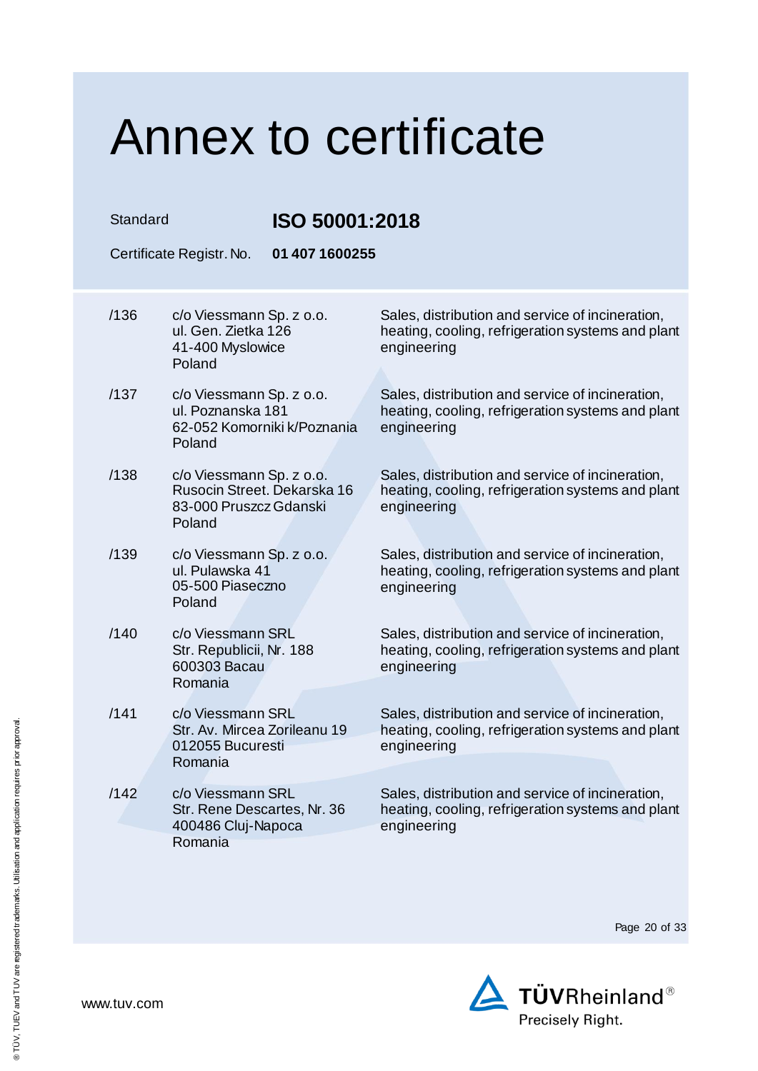# Annex to certificate

Standard **ISO 50001:2018**

Certificate Registr. No. **01 407 1600255**

| | | |
|---|---|---|
| /136 | c/o Viessmann Sp. z o.o.<br>ul. Gen. Zietka 126<br>41-400 Myslowice<br>Poland | Sales, distribution and service of incineration, heating, cooling, refrigeration systems and plant engineering |
| /137 | c/o Viessmann Sp. z o.o.<br>ul. Poznanska 181<br>62-052 Komorniki k/Poznania<br>Poland | Sales, distribution and service of incineration, heating, cooling, refrigeration systems and plant engineering |
| /138 | c/o Viessmann Sp. z o.o.<br>Rusocin Street. Dekarska 16<br>83-000 Pruszcz Gdanski<br>Poland | Sales, distribution and service of incineration, heating, cooling, refrigeration systems and plant engineering |
| /139 | c/o Viessmann Sp. z o.o.<br>ul. Pulawska 41<br>05-500 Piaseczno<br>Poland | Sales, distribution and service of incineration, heating, cooling, refrigeration systems and plant engineering |
| /140 | c/o Viessmann SRL<br>Str. Republicii, Nr. 188<br>600303 Bacau<br>Romania | Sales, distribution and service of incineration, heating, cooling, refrigeration systems and plant engineering |
| /141 | c/o Viessmann SRL<br>Str. Av. Mircea Zorileanu 19<br>012055 Bucuresti<br>Romania | Sales, distribution and service of incineration, heating, cooling, refrigeration systems and plant engineering |
| /142 | c/o Viessmann SRL<br>Str. Rene Descartes, Nr. 36<br>400486 Cluj-Napoca<br>Romania | Sales, distribution and service of incineration, heating, cooling, refrigeration systems and plant engineering |

www.tuv.com

TÜVRheinland®
Precisely Right.

® TÜV, TUEV and TUV are registered trademarks. Utilisation and application requires prior approval.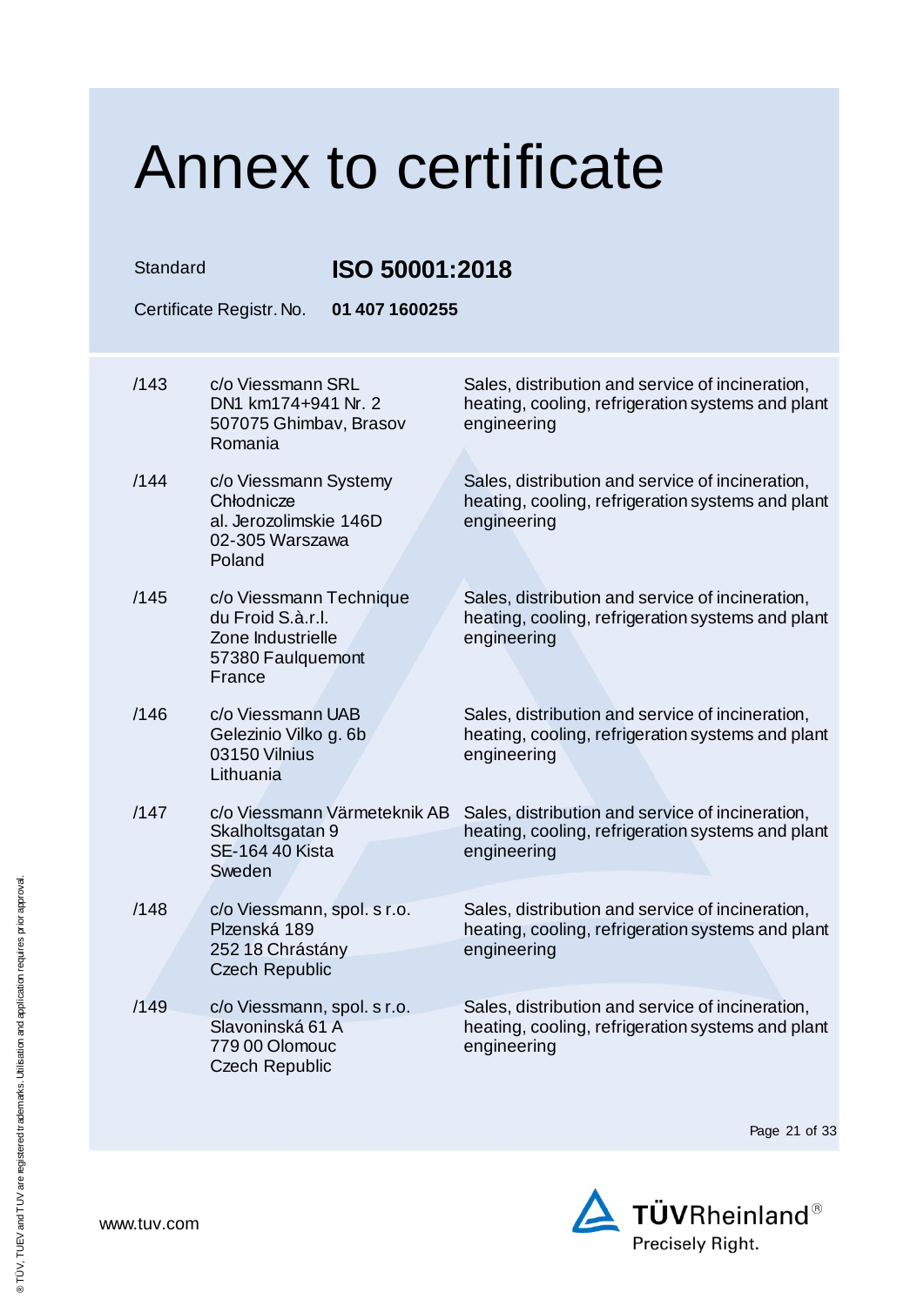# Annex to certificate

Standard **ISO 50001:2018**

Certificate Registr. No. **01 407 1600255**

| | | |
|---|---|---|
| /143 | c/o Viessmann SRL<br>DN1 km174+941 Nr. 2<br>507075 Ghimbav, Brasov<br>Romania | Sales, distribution and service of incineration, heating, cooling, refrigeration systems and plant engineering |
| /144 | c/o Viessmann Systemy Chłodnicze<br>al. Jerozolimskie 146D<br>02-305 Warszawa<br>Poland | Sales, distribution and service of incineration, heating, cooling, refrigeration systems and plant engineering |
| /145 | c/o Viessmann Technique du Froid S.à.r.l.<br>Zone Industrielle<br>57380 Faulquemont<br>France | Sales, distribution and service of incineration, heating, cooling, refrigeration systems and plant engineering |
| /146 | c/o Viessmann UAB<br>Gelezinio Vilko g. 6b<br>03150 Vilnius<br>Lithuania | Sales, distribution and service of incineration, heating, cooling, refrigeration systems and plant engineering |
| /147 | c/o Viessmann Värmeteknik AB<br>Skalholtsgatan 9<br>SE-164 40 Kista<br>Sweden | Sales, distribution and service of incineration, heating, cooling, refrigeration systems and plant engineering |
| /148 | c/o Viessmann, spol. s r.o.<br>Plzenská 189<br>252 18 Chrástány<br>Czech Republic | Sales, distribution and service of incineration, heating, cooling, refrigeration systems and plant engineering |
| /149 | c/o Viessmann, spol. s r.o.<br>Slavoninská 61 A<br>779 00 Olomouc<br>Czech Republic | Sales, distribution and service of incineration, heating, cooling, refrigeration systems and plant engineering |

www.tuv.com

TÜVRheinland®
Precisely Right.

® TÜV, TUEV and TUV are registered trademarks. Utilisation and application requires prior approval.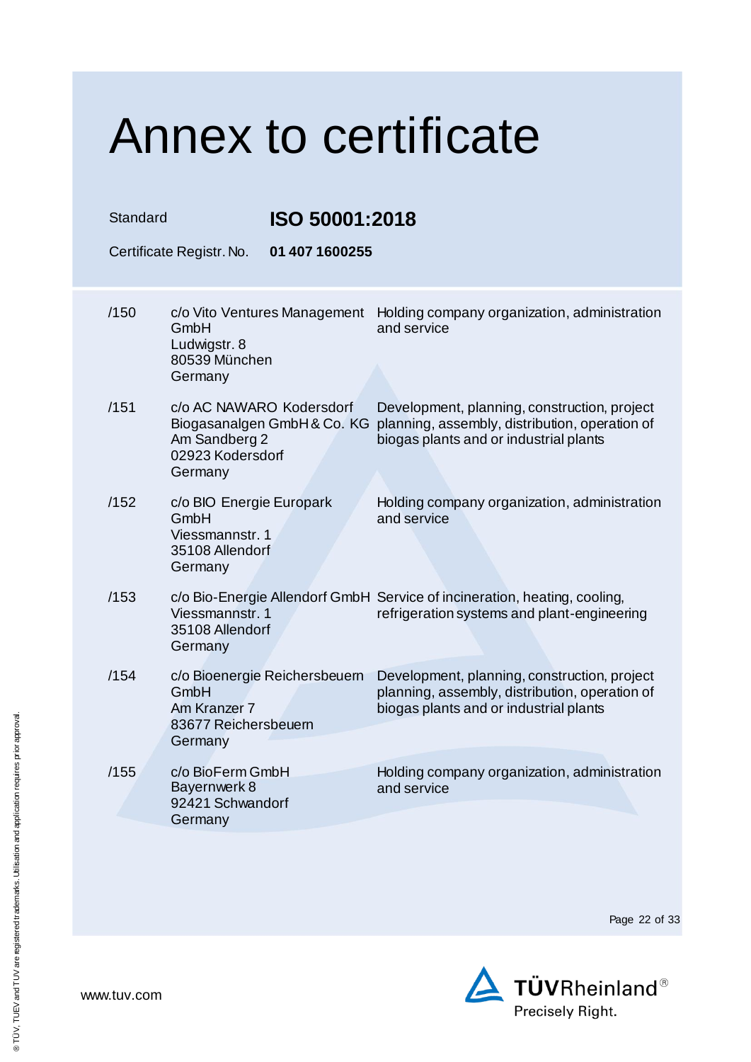# Annex to certificate

Standard **ISO 50001:2018**

Certificate Registr. No. **01 407 1600255**

| | | |
|---|---|---|
| /150 | c/o Vito Ventures Management GmbH<br>Ludwigstr. 8<br>80539 München<br>Germany | Holding company organization, administration and service |
| /151 | c/o AC NAWARO Kodersdorf Biogasanalgen GmbH & Co. KG<br>Am Sandberg 2<br>02923 Kodersdorf<br>Germany | Development, planning, construction, project planning, assembly, distribution, operation of biogas plants and or industrial plants |
| /152 | c/o BIO Energie Europark GmbH<br>Viessmannstr. 1<br>35108 Allendorf<br>Germany | Holding company organization, administration and service |
| /153 | c/o Bio-Energie Allendorf GmbH<br>Viessmannstr. 1<br>35108 Allendorf<br>Germany | Service of incineration, heating, cooling, refrigeration systems and plant-engineering |
| /154 | c/o Bioenergie Reichersbeuern GmbH<br>Am Kranzer 7<br>83677 Reichersbeuern<br>Germany | Development, planning, construction, project planning, assembly, distribution, operation of biogas plants and or industrial plants |
| /155 | c/o BioFerm GmbH<br>Bayernwerk 8<br>92421 Schwandorf<br>Germany | Holding company organization, administration and service |

www.tuv.com

TÜVRheinland®
Precisely Right.

® TÜV, TUEV and TUV are registered trademarks. Utilisation and application requires prior approval.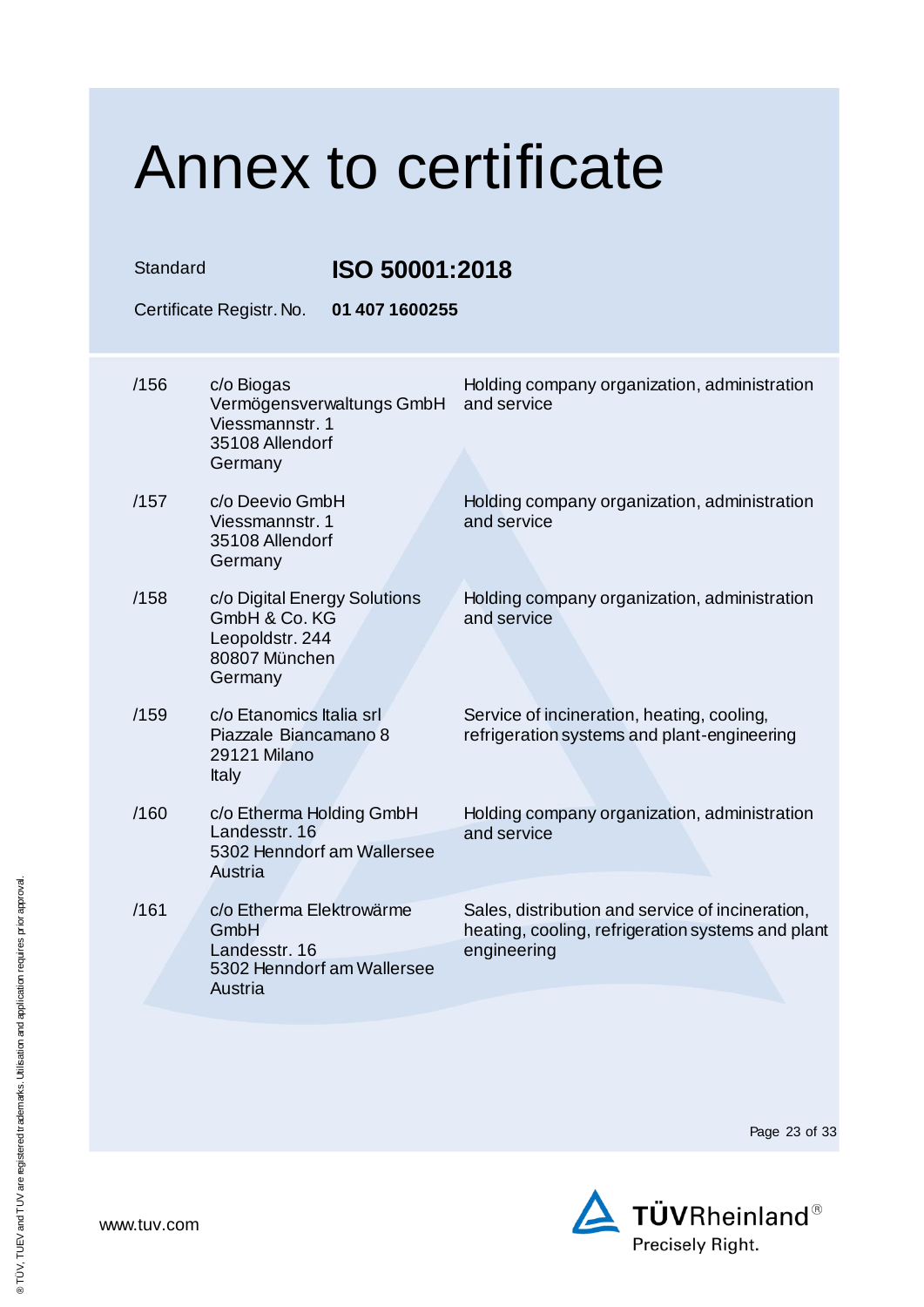# Annex to certificate

Standard **ISO 50001:2018**

Certificate Registr. No. **01 407 1600255**

| | | |
|---|---|---|
| /156 | c/o Biogas Vermögensverwaltungs GmbH<br>Viessmannstr. 1<br>35108 Allendorf<br>Germany | Holding company organization, administration and service |
| /157 | c/o Deevio GmbH<br>Viessmannstr. 1<br>35108 Allendorf<br>Germany | Holding company organization, administration and service |
| /158 | c/o Digital Energy Solutions GmbH & Co. KG<br>Leopoldstr. 244<br>80807 München<br>Germany | Holding company organization, administration and service |
| /159 | c/o Etanomics Italia srl<br>Piazzale Biancamano 8<br>29121 Milano<br>Italy | Service of incineration, heating, cooling, refrigeration systems and plant-engineering |
| /160 | c/o Etherma Holding GmbH<br>Landesstr. 16<br>5302 Henndorf am Wallersee<br>Austria | Holding company organization, administration and service |
| /161 | c/o Etherma Elektrowärme GmbH<br>Landesstr. 16<br>5302 Henndorf am Wallersee<br>Austria | Sales, distribution and service of incineration, heating, cooling, refrigeration systems and plant engineering |

www.tuv.com

TÜVRheinland®
Precisely Right.

® TÜV, TUEV and TUV are registered trademarks. Utilisation and application requires prior approval.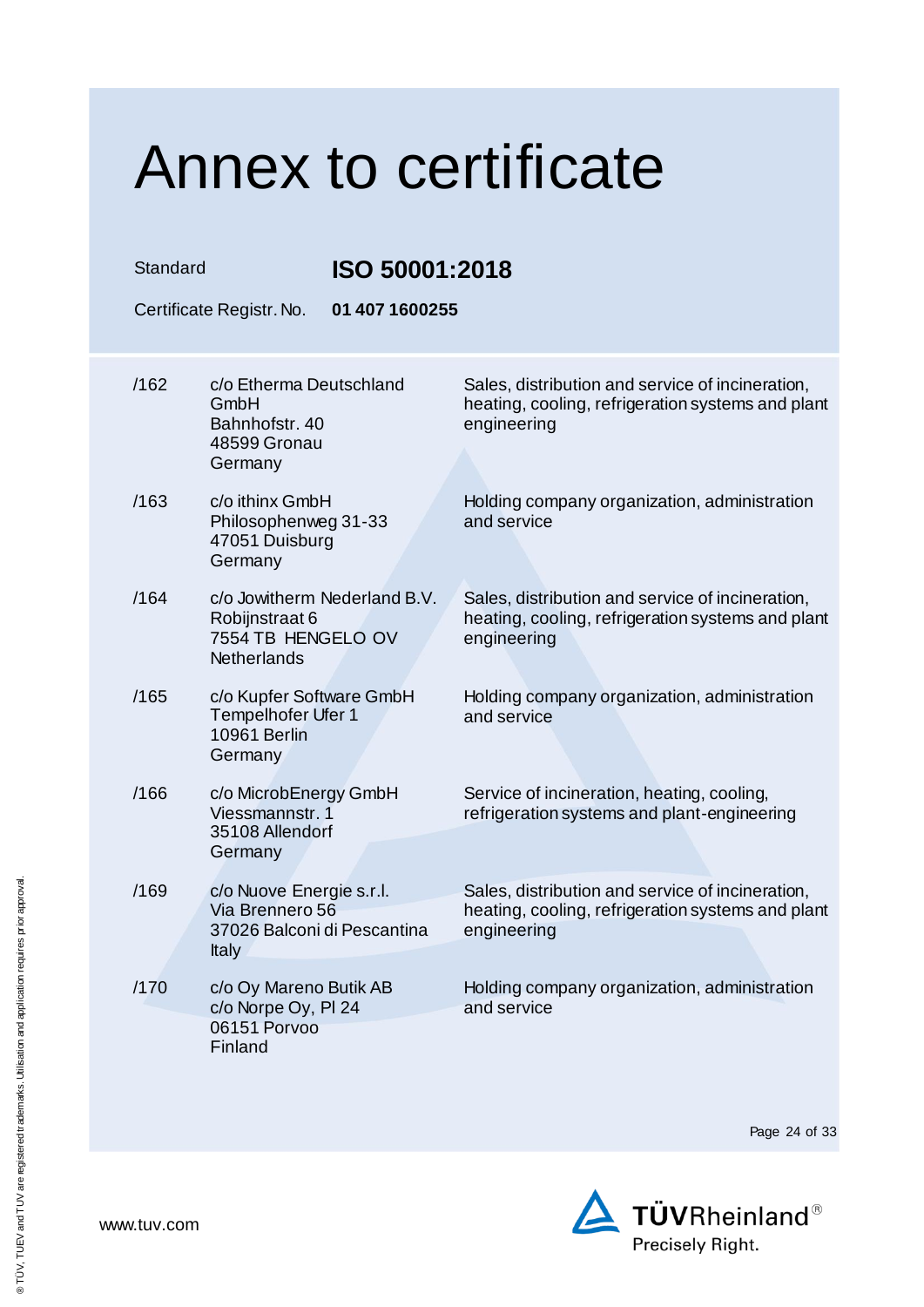# Annex to certificate

Standard **ISO 50001:2018**

Certificate Registr. No. **01 407 1600255**

| | | |
|---|---|---|
| /162 | c/o Etherma Deutschland GmbH<br>Bahnhofstr. 40<br>48599 Gronau<br>Germany | Sales, distribution and service of incineration, heating, cooling, refrigeration systems and plant engineering |
| /163 | c/o ithinx GmbH<br>Philosophenweg 31-33<br>47051 Duisburg<br>Germany | Holding company organization, administration and service |
| /164 | c/o Jowitherm Nederland B.V.<br>Robijnstraat 6<br>7554 TB HENGELO OV<br>Netherlands | Sales, distribution and service of incineration, heating, cooling, refrigeration systems and plant engineering |
| /165 | c/o Kupfer Software GmbH<br>Tempelhofer Ufer 1<br>10961 Berlin<br>Germany | Holding company organization, administration and service |
| /166 | c/o MicrobEnergy GmbH<br>Viessmannstr. 1<br>35108 Allendorf<br>Germany | Service of incineration, heating, cooling, refrigeration systems and plant-engineering |
| /169 | c/o Nuove Energie s.r.l.<br>Via Brennero 56<br>37026 Balconi di Pescantina<br>Italy | Sales, distribution and service of incineration, heating, cooling, refrigeration systems and plant engineering |
| /170 | c/o Oy Mareno Butik AB<br>c/o Norpe Oy, Pl 24<br>06151 Porvoo<br>Finland | Holding company organization, administration and service |

www.tuv.com

® TÜV, TUEV and TUV are registered trademarks. Utilisation and application requires prior approval.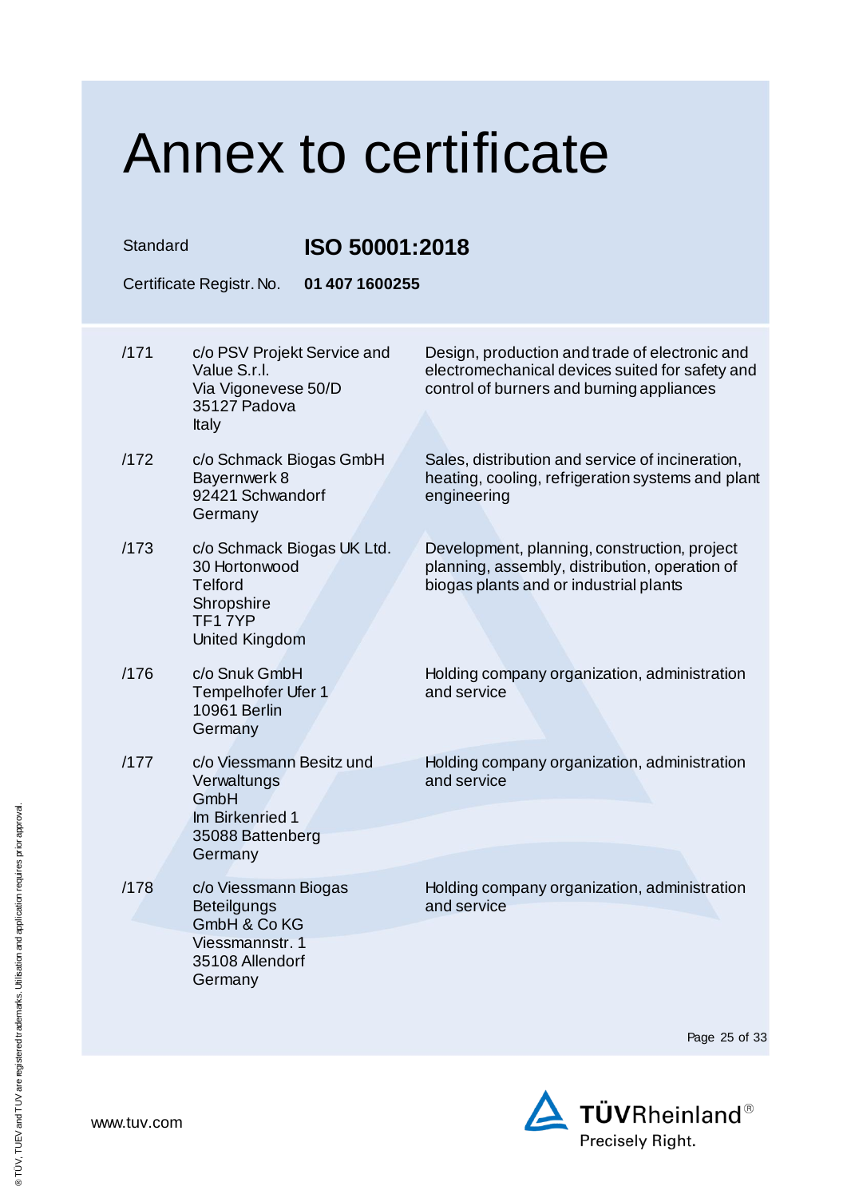# Annex to certificate

Standard **ISO 50001:2018**

Certificate Registr. No. **01 407 1600255**

| | | |
|---|---|---|
| /171 | c/o PSV Projekt Service and Value S.r.l.<br>Via Vigonevese 50/D<br>35127 Padova<br>Italy | Design, production and trade of electronic and electromechanical devices suited for safety and control of burners and burning appliances |
| /172 | c/o Schmack Biogas GmbH<br>Bayernwerk 8<br>92421 Schwandorf<br>Germany | Sales, distribution and service of incineration, heating, cooling, refrigeration systems and plant engineering |
| /173 | c/o Schmack Biogas UK Ltd.<br>30 Hortonwood<br>Telford<br>Shropshire<br>TF1 7YP<br>United Kingdom | Development, planning, construction, project planning, assembly, distribution, operation of biogas plants and or industrial plants |
| /176 | c/o Snuk GmbH<br>Tempelhofer Ufer 1<br>10961 Berlin<br>Germany | Holding company organization, administration and service |
| /177 | c/o Viessmann Besitz und Verwaltungs GmbH<br>Im Birkenried 1<br>35088 Battenberg<br>Germany | Holding company organization, administration and service |
| /178 | c/o Viessmann Biogas Beteilgungs GmbH & Co KG<br>Viessmannstr. 1<br>35108 Allendorf<br>Germany | Holding company organization, administration and service |

www.tuv.com

TÜVRheinland®
Precisely Right.

® TÜV, TUEV and TUV are registered trademarks. Utilisation and application requires prior approval.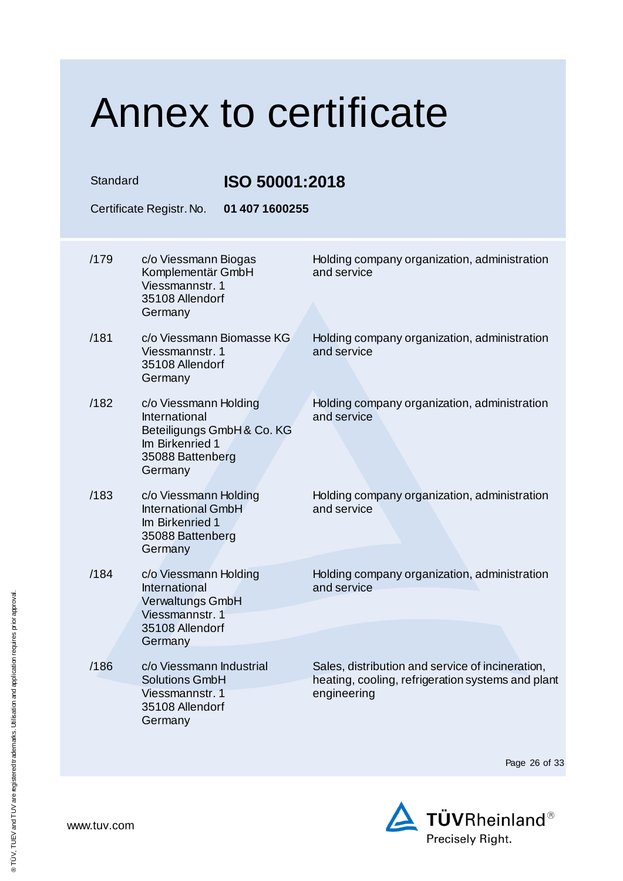# Annex to certificate

Standard **ISO 50001:2018**

Certificate Registr. No. **01 407 1600255**

| | | |
|---|---|---|
| /179 | c/o Viessmann Biogas Komplementär GmbH<br>Viessmannstr. 1<br>35108 Allendorf<br>Germany | Holding company organization, administration and service |
| /181 | c/o Viessmann Biomasse KG<br>Viessmannstr. 1<br>35108 Allendorf<br>Germany | Holding company organization, administration and service |
| /182 | c/o Viessmann Holding International Beteiligungs GmbH & Co. KG<br>Im Birkenried 1<br>35088 Battenberg<br>Germany | Holding company organization, administration and service |
| /183 | c/o Viessmann Holding International GmbH<br>Im Birkenried 1<br>35088 Battenberg<br>Germany | Holding company organization, administration and service |
| /184 | c/o Viessmann Holding International Verwaltungs GmbH<br>Viessmannstr. 1<br>35108 Allendorf<br>Germany | Holding company organization, administration and service |
| /186 | c/o Viessmann Industrial Solutions GmbH<br>Viessmannstr. 1<br>35108 Allendorf<br>Germany | Sales, distribution and service of incineration, heating, cooling, refrigeration systems and plant engineering |

www.tuv.com

TÜVRheinland®
Precisely Right.

® TÜV, TUEV and TUV are registered trademarks. Utilisation and application requires prior approval.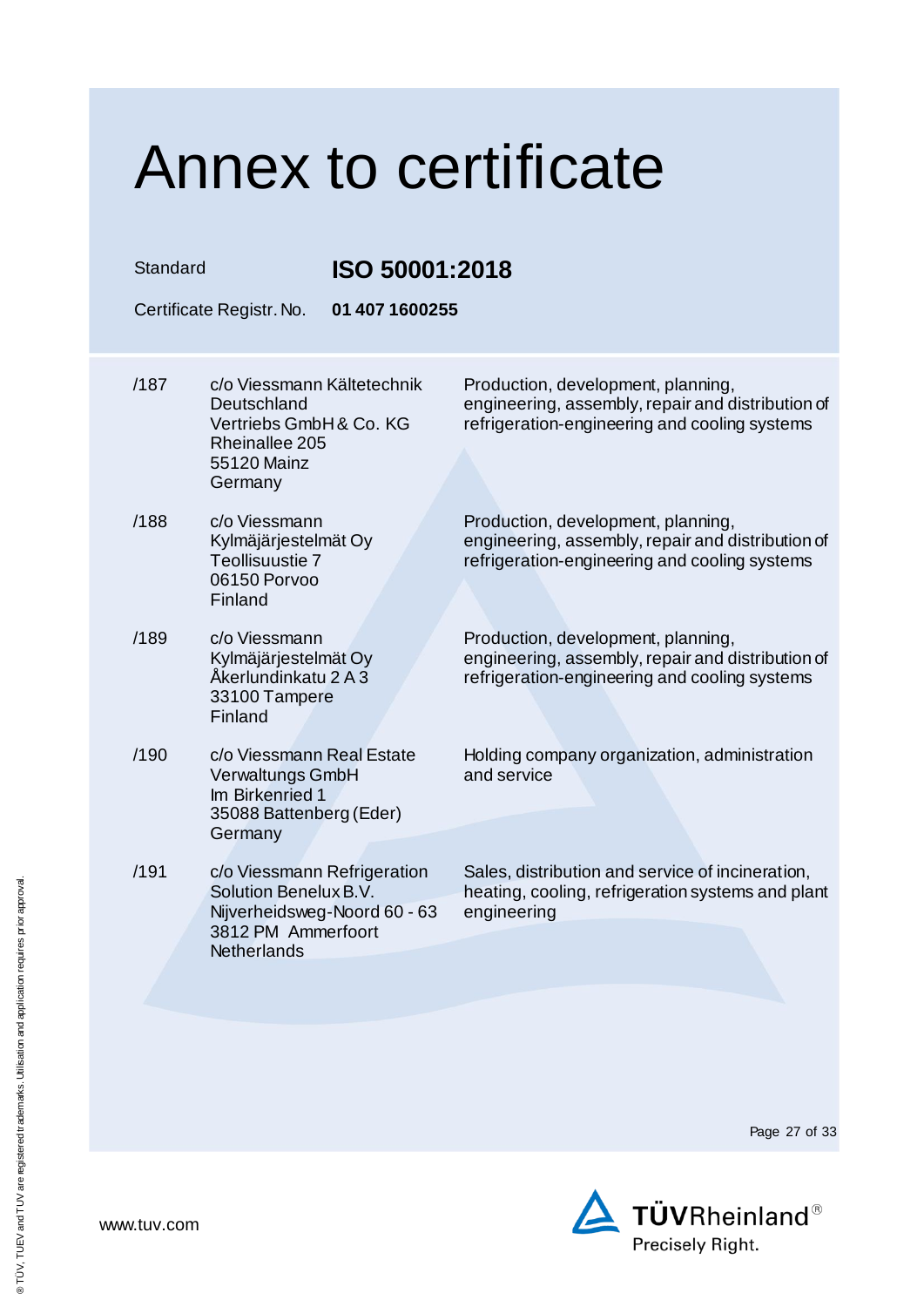# Annex to certificate

Standard **ISO 50001:2018**

Certificate Registr. No. **01 407 1600255**

| | | |
|---|---|---|
| /187 | c/o Viessmann Kältetechnik Deutschland Vertriebs GmbH & Co. KG<br>Rheinallee 205<br>55120 Mainz<br>Germany | Production, development, planning, engineering, assembly, repair and distribution of refrigeration-engineering and cooling systems |
| /188 | c/o Viessmann Kylmäjärjestelmät Oy<br>Teollisuustie 7<br>06150 Porvoo<br>Finland | Production, development, planning, engineering, assembly, repair and distribution of refrigeration-engineering and cooling systems |
| /189 | c/o Viessmann Kylmäjärjestelmät Oy<br>Åkerlundinkatu 2 A 3<br>33100 Tampere<br>Finland | Production, development, planning, engineering, assembly, repair and distribution of refrigeration-engineering and cooling systems |
| /190 | c/o Viessmann Real Estate Verwaltungs GmbH<br>Im Birkenried 1<br>35088 Battenberg (Eder)<br>Germany | Holding company organization, administration and service |
| /191 | c/o Viessmann Refrigeration Solution Benelux B.V.<br>Nijverheidsweg-Noord 60 - 63<br>3812 PM Ammerfoort<br>Netherlands | Sales, distribution and service of incineration, heating, cooling, refrigeration systems and plant engineering |

www.tuv.com

TÜVRheinland®
Precisely Right.

® TÜV, TUEV and TUV are registered trademarks. Utilisation and application requires prior approval.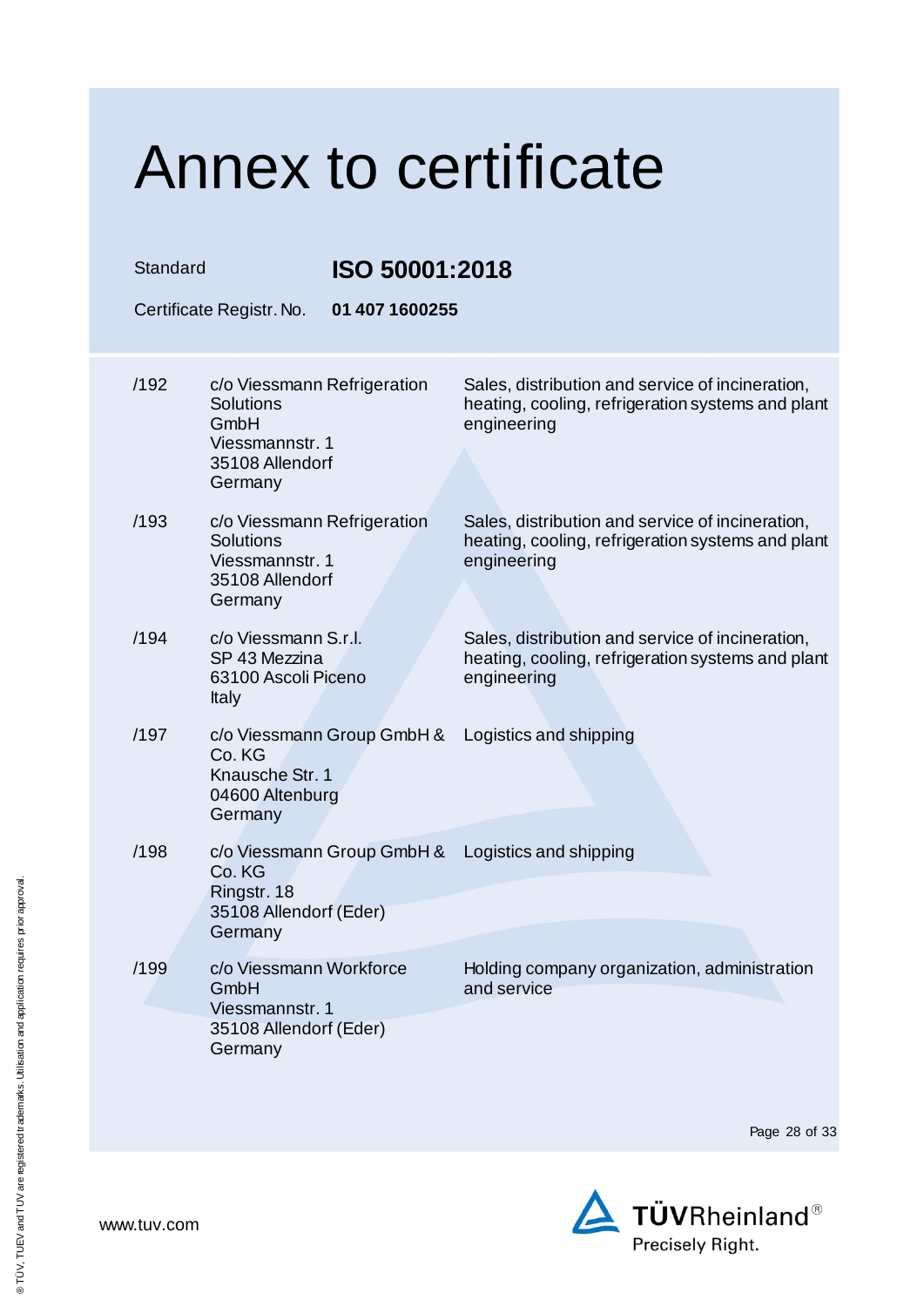# Annex to certificate

Standard **ISO 50001:2018**

Certificate Registr. No. **01 407 1600255**

| | | |
|---|---|---|
| /192 | c/o Viessmann Refrigeration Solutions GmbH<br>Viessmannstr. 1<br>35108 Allendorf<br>Germany | Sales, distribution and service of incineration, heating, cooling, refrigeration systems and plant engineering |
| /193 | c/o Viessmann Refrigeration Solutions<br>Viessmannstr. 1<br>35108 Allendorf<br>Germany | Sales, distribution and service of incineration, heating, cooling, refrigeration systems and plant engineering |
| /194 | c/o Viessmann S.r.l.<br>SP 43 Mezzina<br>63100 Ascoli Piceno<br>Italy | Sales, distribution and service of incineration, heating, cooling, refrigeration systems and plant engineering |
| /197 | c/o Viessmann Group GmbH & Co. KG<br>Knausche Str. 1<br>04600 Altenburg<br>Germany | Logistics and shipping |
| /198 | c/o Viessmann Group GmbH & Co. KG<br>Ringstr. 18<br>35108 Allendorf (Eder)<br>Germany | Logistics and shipping |
| /199 | c/o Viessmann Workforce GmbH<br>Viessmannstr. 1<br>35108 Allendorf (Eder)<br>Germany | Holding company organization, administration and service |

www.tuv.com

TÜVRheinland®
Precisely Right.

® TÜV, TUEV and TUV are registered trademarks. Utilisation and application requires prior approval.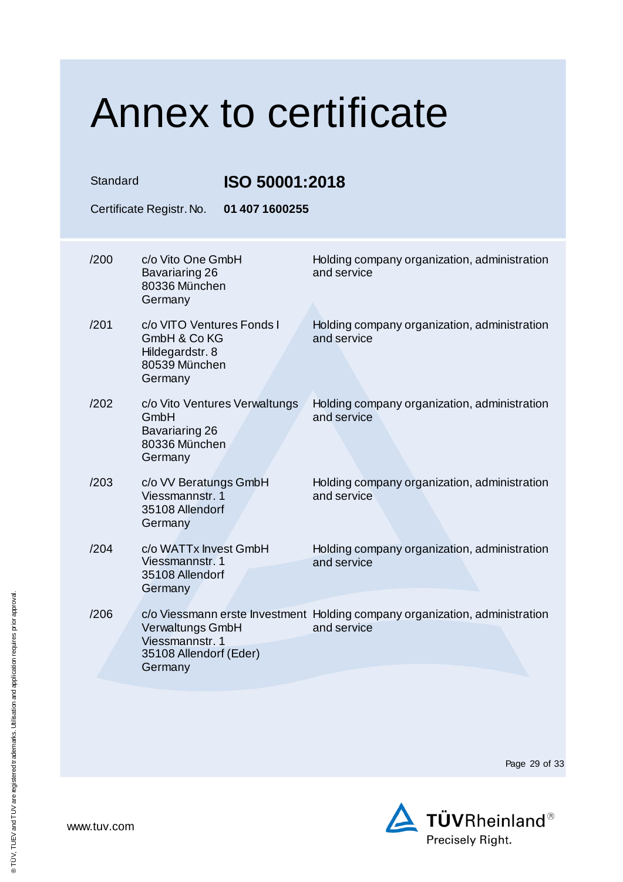# Annex to certificate

Standard **ISO 50001:2018**

Certificate Registr. No. **01 407 1600255**

| | | |
|---|---|---|
| /200 | c/o Vito One GmbH<br>Bavariaring 26<br>80336 München<br>Germany | Holding company organization, administration and service |
| /201 | c/o VITO Ventures Fonds I GmbH & Co KG<br>Hildegardstr. 8<br>80539 München<br>Germany | Holding company organization, administration and service |
| /202 | c/o Vito Ventures Verwaltungs GmbH<br>Bavariaring 26<br>80336 München<br>Germany | Holding company organization, administration and service |
| /203 | c/o VV Beratungs GmbH<br>Viessmannstr. 1<br>35108 Allendorf<br>Germany | Holding company organization, administration and service |
| /204 | c/o WATTx Invest GmbH<br>Viessmannstr. 1<br>35108 Allendorf<br>Germany | Holding company organization, administration and service |
| /206 | c/o Viessmann erste Investment Verwaltungs GmbH<br>Viessmannstr. 1<br>35108 Allendorf (Eder)<br>Germany | Holding company organization, administration and service |

www.tuv.com

TÜVRheinland® Precisely Right.

® TÜV, TUEV and TUV are registered trademarks. Utilisation and application requires prior approval.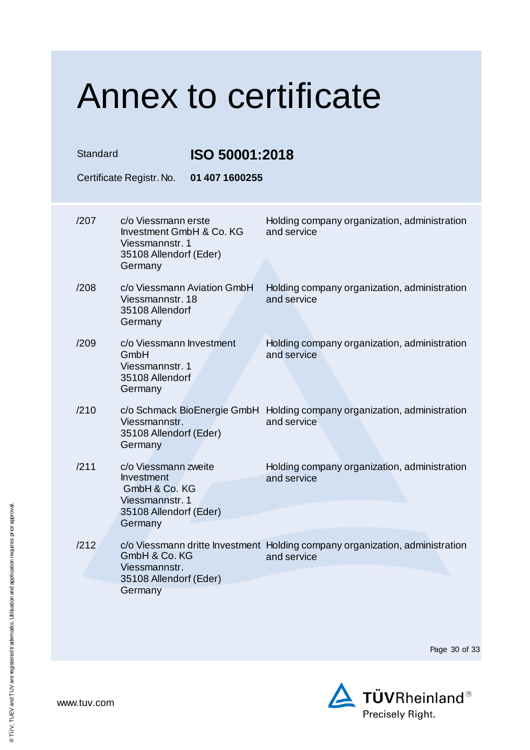# Annex to certificate

Standard **ISO 50001:2018**

Certificate Registr. No. **01 407 1600255**

| | | |
|---|---|---|
| /207 | c/o Viessmann erste Investment GmbH & Co. KG<br>Viessmannstr. 1<br>35108 Allendorf (Eder)<br>Germany | Holding company organization, administration and service |
| /208 | c/o Viessmann Aviation GmbH<br>Viessmannstr. 18<br>35108 Allendorf<br>Germany | Holding company organization, administration and service |
| /209 | c/o Viessmann Investment GmbH<br>Viessmannstr. 1<br>35108 Allendorf<br>Germany | Holding company organization, administration and service |
| /210 | c/o Schmack BioEnergie GmbH<br>Viessmannstr.<br>35108 Allendorf (Eder)<br>Germany | Holding company organization, administration and service |
| /211 | c/o Viessmann zweite Investment GmbH & Co. KG<br>Viessmannstr. 1<br>35108 Allendorf (Eder)<br>Germany | Holding company organization, administration and service |
| /212 | c/o Viessmann dritte Investment GmbH & Co. KG<br>Viessmannstr.<br>35108 Allendorf (Eder)<br>Germany | Holding company organization, administration and service |

www.tuv.com

TÜVRheinland®
Precisely Right.

® TÜV, TUEV and TUV are registered trademarks. Utilisation and application requires prior approval.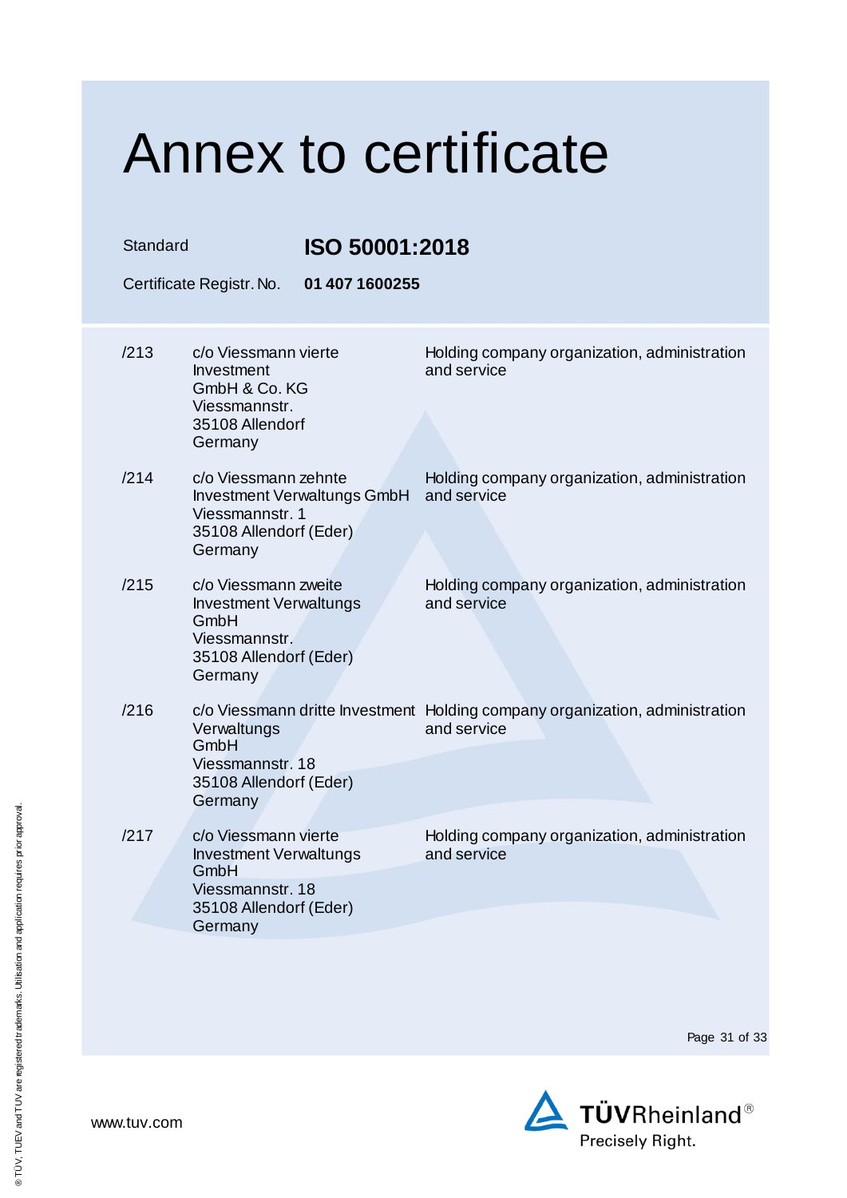# Annex to certificate

Standard **ISO 50001:2018**

Certificate Registr. No. **01 407 1600255**

| | | |
|---|---|---|
| /213 | c/o Viessmann vierte Investment GmbH & Co. KG<br>Viessmannstr.<br>35108 Allendorf<br>Germany | Holding company organization, administration and service |
| /214 | c/o Viessmann zehnte Investment Verwaltungs GmbH<br>Viessmannstr. 1<br>35108 Allendorf (Eder)<br>Germany | Holding company organization, administration and service |
| /215 | c/o Viessmann zweite Investment Verwaltungs GmbH<br>Viessmannstr.<br>35108 Allendorf (Eder)<br>Germany | Holding company organization, administration and service |
| /216 | c/o Viessmann dritte Investment Verwaltungs GmbH<br>Viessmannstr. 18<br>35108 Allendorf (Eder)<br>Germany | Holding company organization, administration and service |
| /217 | c/o Viessmann vierte Investment Verwaltungs GmbH<br>Viessmannstr. 18<br>35108 Allendorf (Eder)<br>Germany | Holding company organization, administration and service |

www.tuv.com

TÜVRheinland®
Precisely Right.

® TÜV, TUEV and TUV are registered trademarks. Utilisation and application requires prior approval.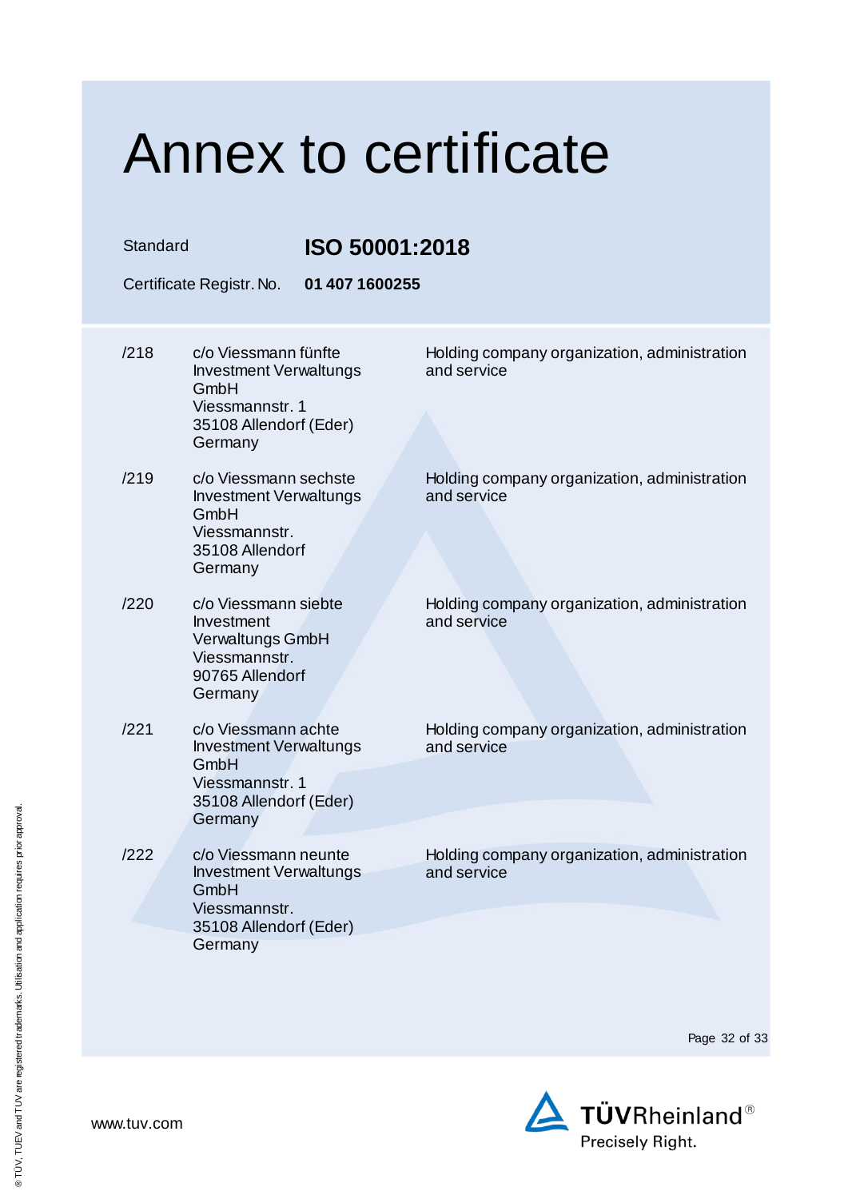# Annex to certificate

Standard **ISO 50001:2018**

Certificate Registr. No. **01 407 1600255**

| | | |
|---|---|---|
| /218 | c/o Viessmann fünfte Investment Verwaltungs GmbH<br>Viessmannstr. 1<br>35108 Allendorf (Eder)<br>Germany | Holding company organization, administration and service |
| /219 | c/o Viessmann sechste Investment Verwaltungs GmbH<br>Viessmannstr.<br>35108 Allendorf<br>Germany | Holding company organization, administration and service |
| /220 | c/o Viessmann siebte Investment Verwaltungs GmbH<br>Viessmannstr.<br>90765 Allendorf<br>Germany | Holding company organization, administration and service |
| /221 | c/o Viessmann achte Investment Verwaltungs GmbH<br>Viessmannstr. 1<br>35108 Allendorf (Eder)<br>Germany | Holding company organization, administration and service |
| /222 | c/o Viessmann neunte Investment Verwaltungs GmbH<br>Viessmannstr.<br>35108 Allendorf (Eder)<br>Germany | Holding company organization, administration and service |

www.tuv.com

TÜVRheinland®
Precisely Right.

® TÜV, TUEV and TUV are registered trademarks. Utilisation and application requires prior approval.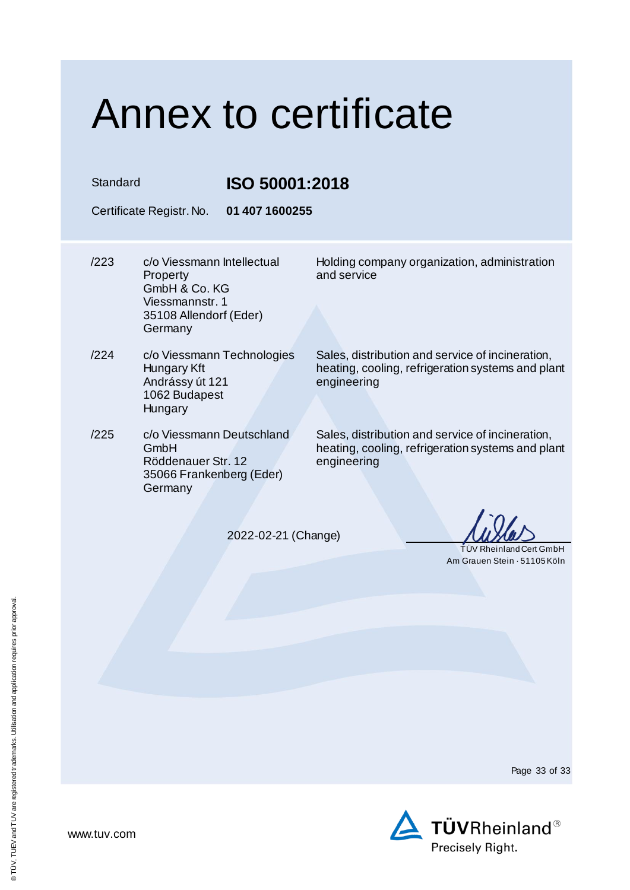# Annex to certificate

Standard **ISO 50001:2018**

Certificate Registr. No. **01 407 1600255**

| | | |
|---|---|---|
| /223 | c/o Viessmann Intellectual Property GmbH & Co. KG<br>Viessmannstr. 1<br>35108 Allendorf (Eder)<br>Germany | Holding company organization, administration and service |
| /224 | c/o Viessmann Technologies Hungary Kft<br>Andrássy út 121<br>1062 Budapest<br>Hungary | Sales, distribution and service of incineration, heating, cooling, refrigeration systems and plant engineering |
| /225 | c/o Viessmann Deutschland GmbH<br>Röddenauer Str. 12<br>35066 Frankenberg (Eder)<br>Germany | Sales, distribution and service of incineration, heating, cooling, refrigeration systems and plant engineering |

2022-02-21 (Change)

TÜV Rheinland Cert GmbH
Am Grauen Stein · 51105 Köln

www.tuv.com

TÜVRheinland®
Precisely Right.

® TÜV, TUEV and TUV are registered trademarks. Utilisation and application requires prior approval.